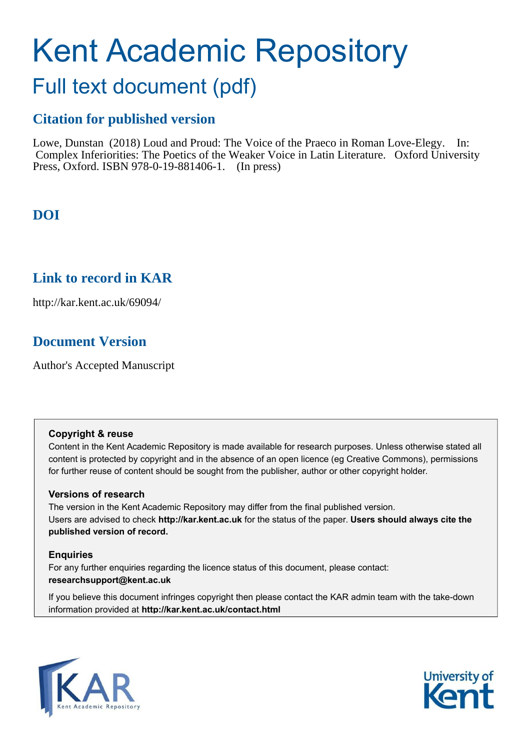# Kent Academic Repository

## Full text document (pdf)

### Citation for published version

Lowe, Dunstan (2018) Loud and Proud: The Voice of the Praeco in Roman Love-Elegy. In: Complex Inferiorities: The Poetics of the Weaker Voice in Latin Literature. Oxford University Press, Oxford. ISBN 978-0-19-881406-1. (In press)

### DOI

### Link to record in KAR

http://kar.kent.ac.uk/69094/

### Document Version

Author's Accepted Manuscript

**Copyright & reuse**

Content in the Kent Academic Repository is made available for research purposes. Unless otherwise stated all content is protected by copyright and in the absence of an open licence (eg Creative Commons), permissions for further reuse of content should be sought from the publisher, author or other copyright holder.

**Versions of research**

The version in the Kent Academic Repository may differ from the final published version. Users are advised to check **http://kar.kent.ac.uk** for the status of the paper. **Users should always cite the published version of record.**

**Enquiries**

For any further enquiries regarding the licence status of this document, please contact: **researchsupport@kent.ac.uk**

If you believe this document infringes copyright then please contact the KAR admin team with the take-down information provided at **http://kar.kent.ac.uk/contact.html**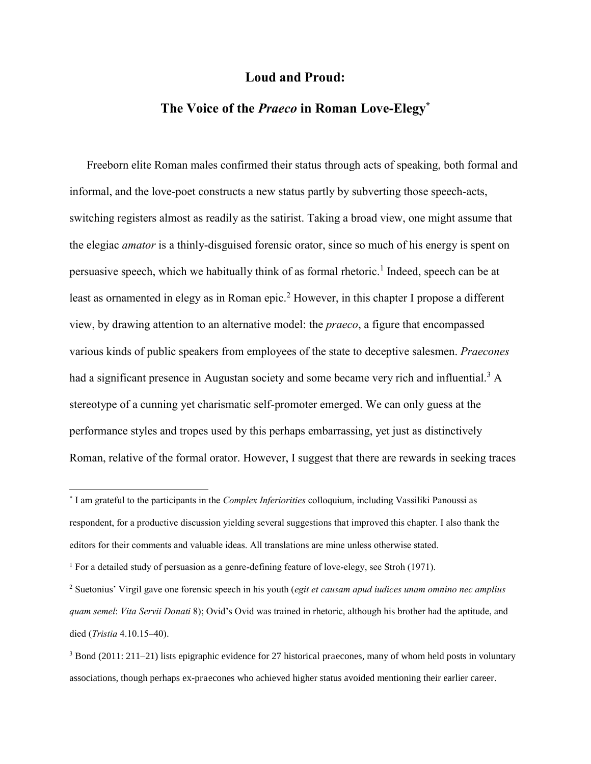# Loud and Proud:

## The Voice of the *Praeco* in Roman Love-Elegy[*]

Freeborn elite Roman males confirmed their status through acts of speaking, both formal and informal, and the love-poet constructs a new status partly by subverting those speech-acts, switching registers almost as readily as the satirist. Taking a broad view, one might assume that the elegiac *amator* is a thinly-disguised forensic orator, since so much of his energy is spent on persuasive speech, which we habitually think of as formal rhetoric.[1] Indeed, speech can be at least as ornamented in elegy as in Roman epic.[2] However, in this chapter I propose a different view, by drawing attention to an alternative model: the *praeco*, a figure that encompassed various kinds of public speakers from employees of the state to deceptive salesmen. *Praecones* had a significant presence in Augustan society and some became very rich and influential.[3] A stereotype of a cunning yet charismatic self-promoter emerged. We can only guess at the performance styles and tropes used by this perhaps embarrassing, yet just as distinctively Roman, relative of the formal orator. However, I suggest that there are rewards in seeking traces

---

[*] I am grateful to the participants in the *Complex Inferiorities* colloquium, including Vassiliki Panoussi as respondent, for a productive discussion yielding several suggestions that improved this chapter. I also thank the editors for their comments and valuable ideas. All translations are mine unless otherwise stated.

[1] For a detailed study of persuasion as a genre-defining feature of love-elegy, see Stroh (1971).

[2] Suetonius' Virgil gave one forensic speech in his youth (*egit et causam apud iudices unam omnino nec amplius quam semel*: *Vita Servii Donati* 8); Ovid's Ovid was trained in rhetoric, although his brother had the aptitude, and died (*Tristia* 4.10.15–40).

[3] Bond (2011: 211–21) lists epigraphic evidence for 27 historical praecones, many of whom held posts in voluntary associations, though perhaps ex-praecones who achieved higher status avoided mentioning their earlier career.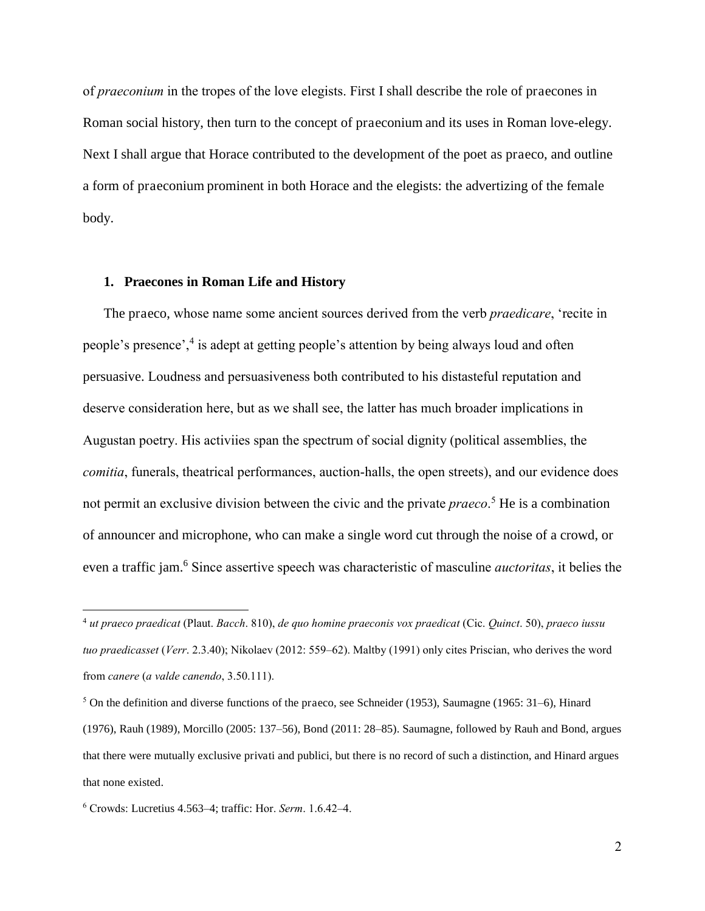of *praeconium* in the tropes of the love elegists. First I shall describe the role of praecones in Roman social history, then turn to the concept of praeconium and its uses in Roman love-elegy. Next I shall argue that Horace contributed to the development of the poet as praeco, and outline a form of praeconium prominent in both Horace and the elegists: the advertizing of the female body.

## 1. Praecones in Roman Life and History

The praeco, whose name some ancient sources derived from the verb *praedicare*, 'recite in people's presence',[4] is adept at getting people's attention by being always loud and often persuasive. Loudness and persuasiveness both contributed to his distasteful reputation and deserve consideration here, but as we shall see, the latter has much broader implications in Augustan poetry. His activiies span the spectrum of social dignity (political assemblies, the *comitia*, funerals, theatrical performances, auction-halls, the open streets), and our evidence does not permit an exclusive division between the civic and the private *praeco*.[5] He is a combination of announcer and microphone, who can make a single word cut through the noise of a crowd, or even a traffic jam.[6] Since assertive speech was characteristic of masculine *auctoritas*, it belies the

---

[4] *ut praeco praedicat* (Plaut. *Bacch*. 810), *de quo homine praeconis vox praedicat* (Cic. *Quinct*. 50), *praeco iussu tuo praedicasset* (*Verr*. 2.3.40); Nikolaev (2012: 559–62). Maltby (1991) only cites Priscian, who derives the word from *canere* (*a valde canendo*, 3.50.111).

[5] On the definition and diverse functions of the praeco, see Schneider (1953), Saumagne (1965: 31–6), Hinard (1976), Rauh (1989), Morcillo (2005: 137–56), Bond (2011: 28–85). Saumagne, followed by Rauh and Bond, argues that there were mutually exclusive privati and publici, but there is no record of such a distinction, and Hinard argues that none existed.

[6] Crowds: Lucretius 4.563–4; traffic: Hor. *Serm*. 1.6.42–4.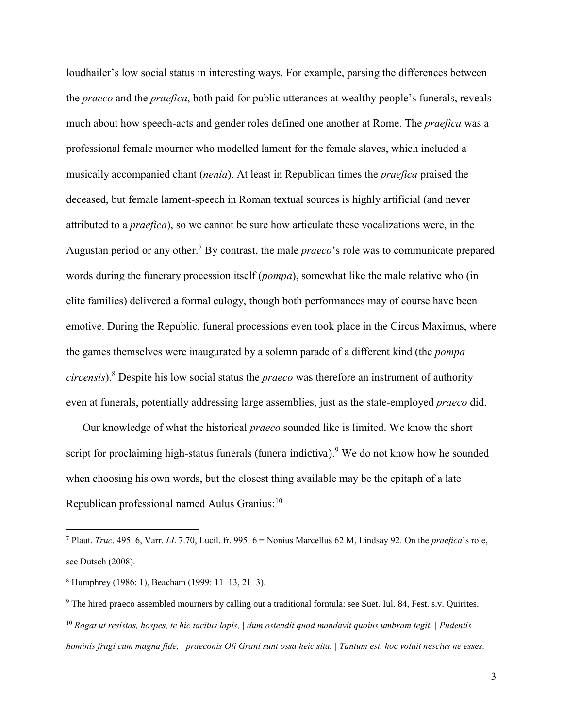loudhailer's low social status in interesting ways. For example, parsing the differences between the *praeco* and the *praefica*, both paid for public utterances at wealthy people's funerals, reveals much about how speech-acts and gender roles defined one another at Rome. The *praefica* was a professional female mourner who modelled lament for the female slaves, which included a musically accompanied chant (*nenia*). At least in Republican times the *praefica* praised the deceased, but female lament-speech in Roman textual sources is highly artificial (and never attributed to a *praefica*), so we cannot be sure how articulate these vocalizations were, in the Augustan period or any other.[7] By contrast, the male *praeco*'s role was to communicate prepared words during the funerary procession itself (*pompa*), somewhat like the male relative who (in elite families) delivered a formal eulogy, though both performances may of course have been emotive. During the Republic, funeral processions even took place in the Circus Maximus, where the games themselves were inaugurated by a solemn parade of a different kind (the *pompa circensis*).[8] Despite his low social status the *praeco* was therefore an instrument of authority even at funerals, potentially addressing large assemblies, just as the state-employed *praeco* did.

Our knowledge of what the historical *praeco* sounded like is limited. We know the short script for proclaiming high-status funerals (funera indictiva).[9] We do not know how he sounded when choosing his own words, but the closest thing available may be the epitaph of a late Republican professional named Aulus Granius:[10]

---

[7] Plaut. *Truc*. 495–6, Varr. *LL* 7.70, Lucil. fr. 995–6 = Nonius Marcellus 62 M, Lindsay 92. On the *praefica*'s role, see Dutsch (2008).

[8] Humphrey (1986: 1), Beacham (1999: 11–13, 21–3).

[9] The hired praeco assembled mourners by calling out a traditional formula: see Suet. Iul. 84, Fest. s.v. Quirites.

[10] *Rogat ut resistas, hospes, te hic tacitus lapis, | dum ostendit quod mandavit quoius umbram tegit. | Pudentis hominis frugi cum magna fide, | praeconis Oli Grani sunt ossa heic sita. | Tantum est. hoc voluit nescius ne esses.*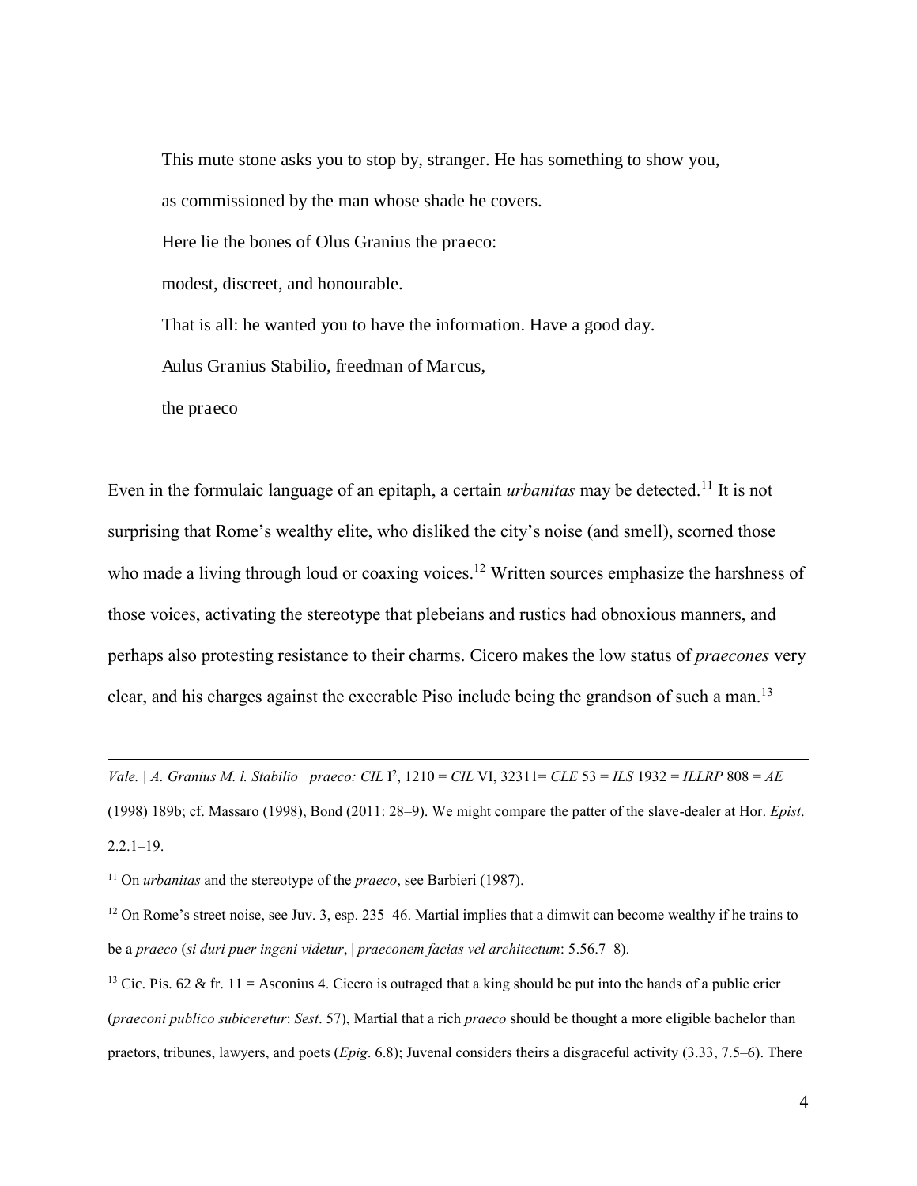This mute stone asks you to stop by, stranger. He has something to show you,

as commissioned by the man whose shade he covers.

Here lie the bones of Olus Granius the praeco:

modest, discreet, and honourable.

That is all: he wanted you to have the information. Have a good day.

Aulus Granius Stabilio, freedman of Marcus,

the praeco

Even in the formulaic language of an epitaph, a certain *urbanitas* may be detected.[11] It is not surprising that Rome's wealthy elite, who disliked the city's noise (and smell), scorned those who made a living through loud or coaxing voices.[12] Written sources emphasize the harshness of those voices, activating the stereotype that plebeians and rustics had obnoxious manners, and perhaps also protesting resistance to their charms. Cicero makes the low status of *praecones* very clear, and his charges against the execrable Piso include being the grandson of such a man.[13]

---

*Vale. | A. Granius M. l. Stabilio | praeco: CIL* I², 1210 = *CIL* VI, 32311= *CLE* 53 = *ILS* 1932 = *ILLRP* 808 = *AE* (1998) 189b; cf. Massaro (1998), Bond (2011: 28–9). We might compare the patter of the slave-dealer at Hor. *Epist*. 2.2.1–19.

[11] On *urbanitas* and the stereotype of the *praeco*, see Barbieri (1987).

[12] On Rome's street noise, see Juv. 3, esp. 235–46. Martial implies that a dimwit can become wealthy if he trains to be a *praeco* (*si duri puer ingeni videtur*, | *praeconem facias vel architectum*: 5.56.7–8).

[13] Cic. Pis. 62 & fr. 11 = Asconius 4. Cicero is outraged that a king should be put into the hands of a public crier (*praeconi publico subiceretur*: *Sest*. 57), Martial that a rich *praeco* should be thought a more eligible bachelor than praetors, tribunes, lawyers, and poets (*Epig*. 6.8); Juvenal considers theirs a disgraceful activity (3.33, 7.5–6). There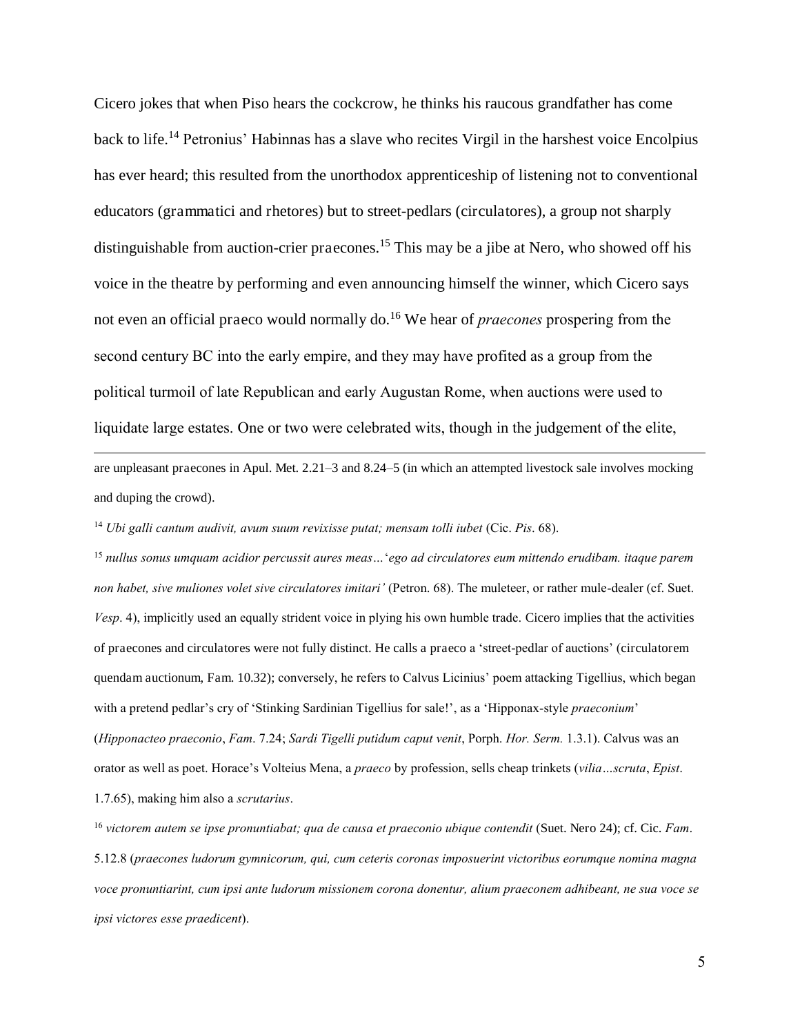Cicero jokes that when Piso hears the cockcrow, he thinks his raucous grandfather has come back to life.[14] Petronius' Habinnas has a slave who recites Virgil in the harshest voice Encolpius has ever heard; this resulted from the unorthodox apprenticeship of listening not to conventional educators (grammatici and rhetores) but to street-pedlars (circulatores), a group not sharply distinguishable from auction-crier praecones.[15] This may be a jibe at Nero, who showed off his voice in the theatre by performing and even announcing himself the winner, which Cicero says not even an official praeco would normally do.[16] We hear of *praecones* prospering from the second century BC into the early empire, and they may have profited as a group from the political turmoil of late Republican and early Augustan Rome, when auctions were used to liquidate large estates. One or two were celebrated wits, though in the judgement of the elite,

---

are unpleasant praecones in Apul. Met. 2.21–3 and 8.24–5 (in which an attempted livestock sale involves mocking and duping the crowd).

[14] *Ubi galli cantum audivit, avum suum revixisse putat; mensam tolli iubet* (Cic. *Pis*. 68).

[15] *nullus sonus umquam acidior percussit aures meas…'ego ad circulatores eum mittendo erudibam. itaque parem non habet, sive muliones volet sive circulatores imitari'* (Petron. 68). The muleteer, or rather mule-dealer (cf. Suet. *Vesp*. 4), implicitly used an equally strident voice in plying his own humble trade. Cicero implies that the activities of praecones and circulatores were not fully distinct. He calls a praeco a 'street-pedlar of auctions' (circulatorem quendam auctionum, Fam. 10.32); conversely, he refers to Calvus Licinius' poem attacking Tigellius, which began with a pretend pedlar's cry of 'Stinking Sardinian Tigellius for sale!', as a 'Hipponax-style *praeconium*' (*Hipponacteo praeconio*, *Fam*. 7.24; *Sardi Tigelli putidum caput venit*, Porph. *Hor. Serm.* 1.3.1). Calvus was an orator as well as poet. Horace's Volteius Mena, a *praeco* by profession, sells cheap trinkets (*vilia…scruta*, *Epist*. 1.7.65), making him also a *scrutarius*.

[16] *victorem autem se ipse pronuntiabat; qua de causa et praeconio ubique contendit* (Suet. Nero 24); cf. Cic. *Fam*. 5.12.8 (*praecones ludorum gymnicorum, qui, cum ceteris coronas imposuerint victoribus eorumque nomina magna voce pronuntiarint, cum ipsi ante ludorum missionem corona donentur, alium praeconem adhibeant, ne sua voce se ipsi victores esse praedicent*).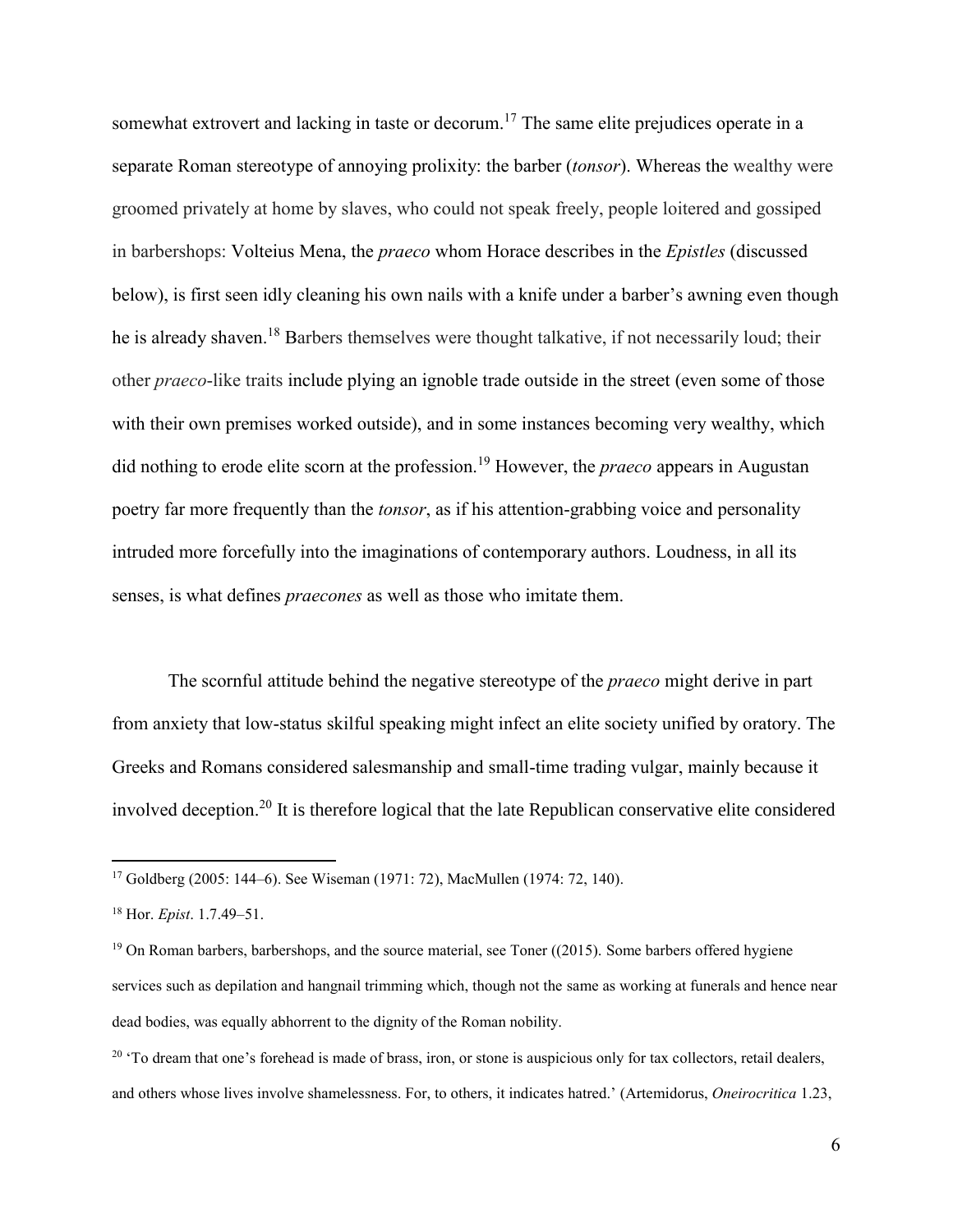somewhat extrovert and lacking in taste or decorum.[17] The same elite prejudices operate in a separate Roman stereotype of annoying prolixity: the barber (*tonsor*). Whereas the wealthy were groomed privately at home by slaves, who could not speak freely, people loitered and gossiped in barbershops: Volteius Mena, the *praeco* whom Horace describes in the *Epistles* (discussed below), is first seen idly cleaning his own nails with a knife under a barber's awning even though he is already shaven.[18] Barbers themselves were thought talkative, if not necessarily loud; their other *praeco*-like traits include plying an ignoble trade outside in the street (even some of those with their own premises worked outside), and in some instances becoming very wealthy, which did nothing to erode elite scorn at the profession.[19] However, the *praeco* appears in Augustan poetry far more frequently than the *tonsor*, as if his attention-grabbing voice and personality intruded more forcefully into the imaginations of contemporary authors. Loudness, in all its senses, is what defines *praecones* as well as those who imitate them.

The scornful attitude behind the negative stereotype of the *praeco* might derive in part from anxiety that low-status skilful speaking might infect an elite society unified by oratory. The Greeks and Romans considered salesmanship and small-time trading vulgar, mainly because it involved deception.[20] It is therefore logical that the late Republican conservative elite considered

---

[17] Goldberg (2005: 144–6). See Wiseman (1971: 72), MacMullen (1974: 72, 140).

[18] Hor. *Epist*. 1.7.49–51.

[19] On Roman barbers, barbershops, and the source material, see Toner ((2015). Some barbers offered hygiene services such as depilation and hangnail trimming which, though not the same as working at funerals and hence near dead bodies, was equally abhorrent to the dignity of the Roman nobility.

[20] 'To dream that one's forehead is made of brass, iron, or stone is auspicious only for tax collectors, retail dealers, and others whose lives involve shamelessness. For, to others, it indicates hatred.' (Artemidorus, *Oneirocritica* 1.23,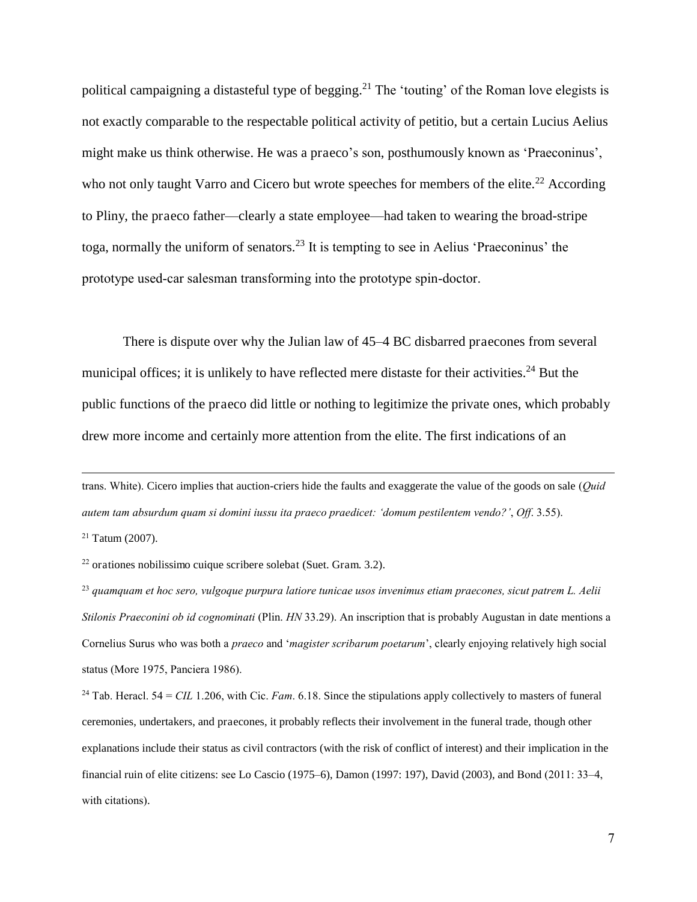political campaigning a distasteful type of begging.[21] The 'touting' of the Roman love elegists is not exactly comparable to the respectable political activity of petitio, but a certain Lucius Aelius might make us think otherwise. He was a praeco's son, posthumously known as 'Praeconinus', who not only taught Varro and Cicero but wrote speeches for members of the elite.[22] According to Pliny, the praeco father—clearly a state employee—had taken to wearing the broad-stripe toga, normally the uniform of senators.[23] It is tempting to see in Aelius 'Praeconinus' the prototype used-car salesman transforming into the prototype spin-doctor.

There is dispute over why the Julian law of 45–4 BC disbarred praecones from several municipal offices; it is unlikely to have reflected mere distaste for their activities.[24] But the public functions of the praeco did little or nothing to legitimize the private ones, which probably drew more income and certainly more attention from the elite. The first indications of an

---

trans. White). Cicero implies that auction-criers hide the faults and exaggerate the value of the goods on sale (*Quid autem tam absurdum quam si domini iussu ita praeco praedicet: 'domum pestilentem vendo?'*, *Off*. 3.55).

[21] Tatum (2007).

[22] orationes nobilissimo cuique scribere solebat (Suet. Gram. 3.2).

[23] *quamquam et hoc sero, vulgoque purpura latiore tunicae usos invenimus etiam praecones, sicut patrem L. Aelii Stilonis Praeconini ob id cognominati* (Plin. *HN* 33.29). An inscription that is probably Augustan in date mentions a Cornelius Surus who was both a *praeco* and '*magister scribarum poetarum*', clearly enjoying relatively high social status (More 1975, Panciera 1986).

[24] Tab. Heracl. 54 = *CIL* 1.206, with Cic. *Fam*. 6.18. Since the stipulations apply collectively to masters of funeral ceremonies, undertakers, and praecones, it probably reflects their involvement in the funeral trade, though other explanations include their status as civil contractors (with the risk of conflict of interest) and their implication in the financial ruin of elite citizens: see Lo Cascio (1975–6), Damon (1997: 197), David (2003), and Bond (2011: 33–4, with citations).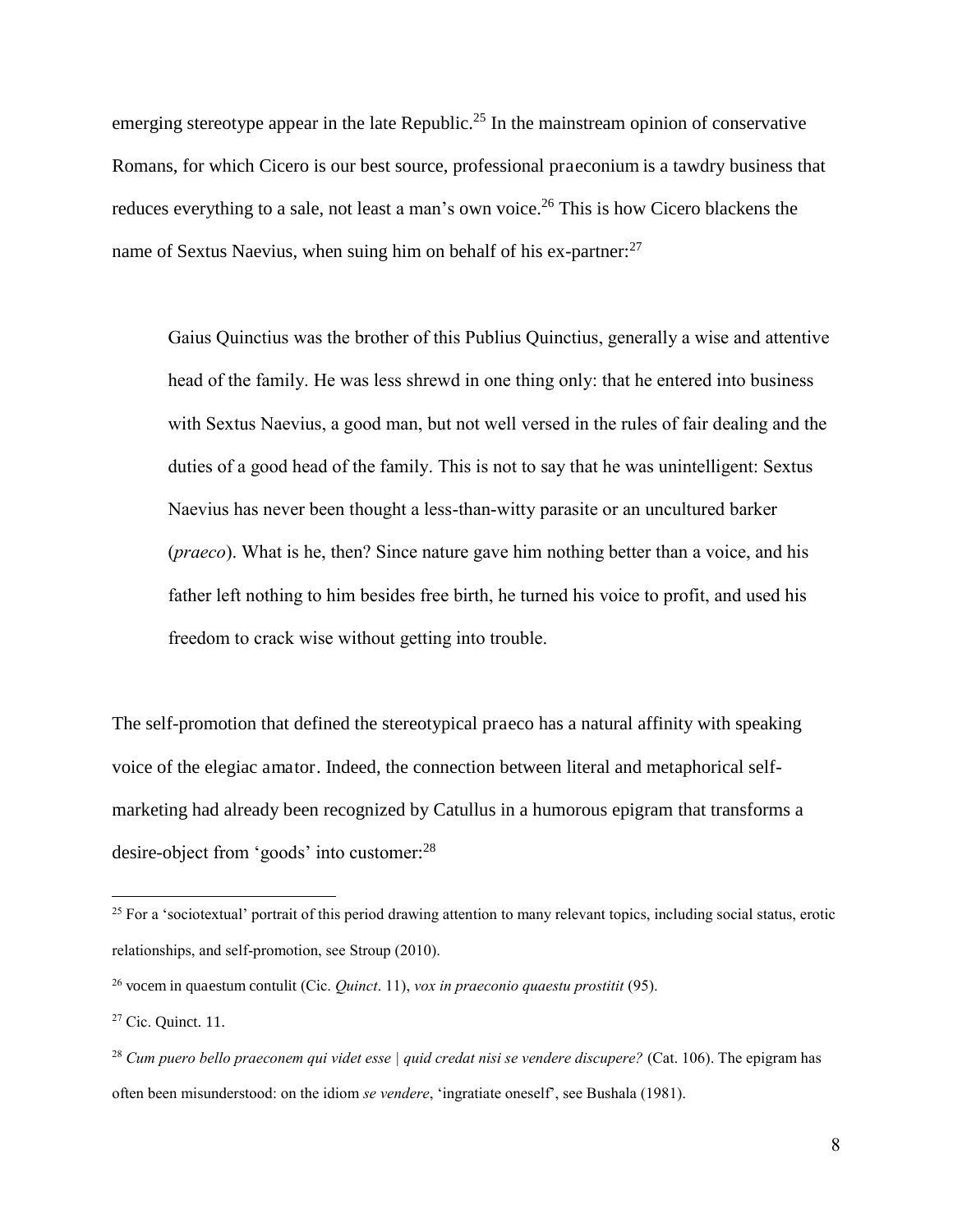emerging stereotype appear in the late Republic.[25] In the mainstream opinion of conservative Romans, for which Cicero is our best source, professional praeconium is a tawdry business that reduces everything to a sale, not least a man's own voice.[26] This is how Cicero blackens the name of Sextus Naevius, when suing him on behalf of his ex-partner:[27]

> Gaius Quinctius was the brother of this Publius Quinctius, generally a wise and attentive head of the family. He was less shrewd in one thing only: that he entered into business with Sextus Naevius, a good man, but not well versed in the rules of fair dealing and the duties of a good head of the family. This is not to say that he was unintelligent: Sextus Naevius has never been thought a less-than-witty parasite or an uncultured barker (*praeco*). What is he, then? Since nature gave him nothing better than a voice, and his father left nothing to him besides free birth, he turned his voice to profit, and used his freedom to crack wise without getting into trouble.

The self-promotion that defined the stereotypical praeco has a natural affinity with speaking voice of the elegiac amator. Indeed, the connection between literal and metaphorical self-marketing had already been recognized by Catullus in a humorous epigram that transforms a desire-object from 'goods' into customer:[28]

---

[25] For a 'sociotextual' portrait of this period drawing attention to many relevant topics, including social status, erotic relationships, and self-promotion, see Stroup (2010).

[26] vocem in quaestum contulit (Cic. *Quinct*. 11), *vox in praeconio quaestu prostitit* (95).

[27] Cic. Quinct. 11.

[28] *Cum puero bello praeconem qui videt esse | quid credat nisi se vendere discupere?* (Cat. 106). The epigram has often been misunderstood: on the idiom *se vendere*, 'ingratiate oneself', see Bushala (1981).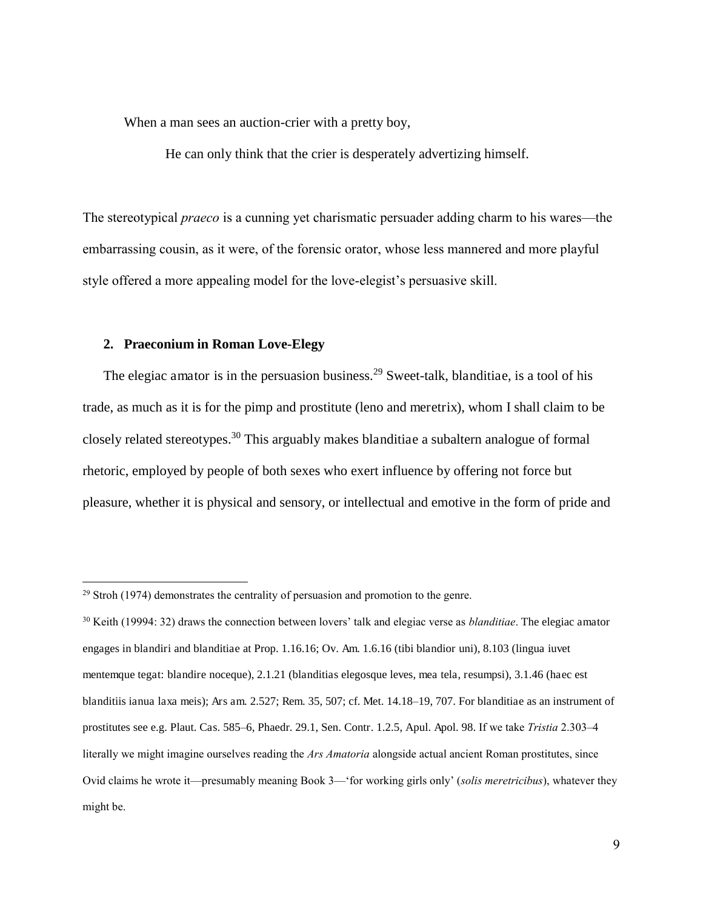When a man sees an auction-crier with a pretty boy,

He can only think that the crier is desperately advertizing himself.

The stereotypical *praeco* is a cunning yet charismatic persuader adding charm to his wares—the embarrassing cousin, as it were, of the forensic orator, whose less mannered and more playful style offered a more appealing model for the love-elegist's persuasive skill.

## 2. Praeconium in Roman Love-Elegy

The elegiac amator is in the persuasion business.[29] Sweet-talk, blanditiae, is a tool of his trade, as much as it is for the pimp and prostitute (leno and meretrix), whom I shall claim to be closely related stereotypes.[30] This arguably makes blanditiae a subaltern analogue of formal rhetoric, employed by people of both sexes who exert influence by offering not force but pleasure, whether it is physical and sensory, or intellectual and emotive in the form of pride and

---

[29] Stroh (1974) demonstrates the centrality of persuasion and promotion to the genre.

[30] Keith (19994: 32) draws the connection between lovers' talk and elegiac verse as *blanditiae*. The elegiac amator engages in blandiri and blanditiae at Prop. 1.16.16; Ov. Am. 1.6.16 (tibi blandior uni), 8.103 (lingua iuvet mentemque tegat: blandire noceque), 2.1.21 (blanditias elegosque leves, mea tela, resumpsi), 3.1.46 (haec est blanditiis ianua laxa meis); Ars am. 2.527; Rem. 35, 507; cf. Met. 14.18–19, 707. For blanditiae as an instrument of prostitutes see e.g. Plaut. Cas. 585–6, Phaedr. 29.1, Sen. Contr. 1.2.5, Apul. Apol. 98. If we take *Tristia* 2.303–4 literally we might imagine ourselves reading the *Ars Amatoria* alongside actual ancient Roman prostitutes, since Ovid claims he wrote it—presumably meaning Book 3—'for working girls only' (*solis meretricibus*), whatever they might be.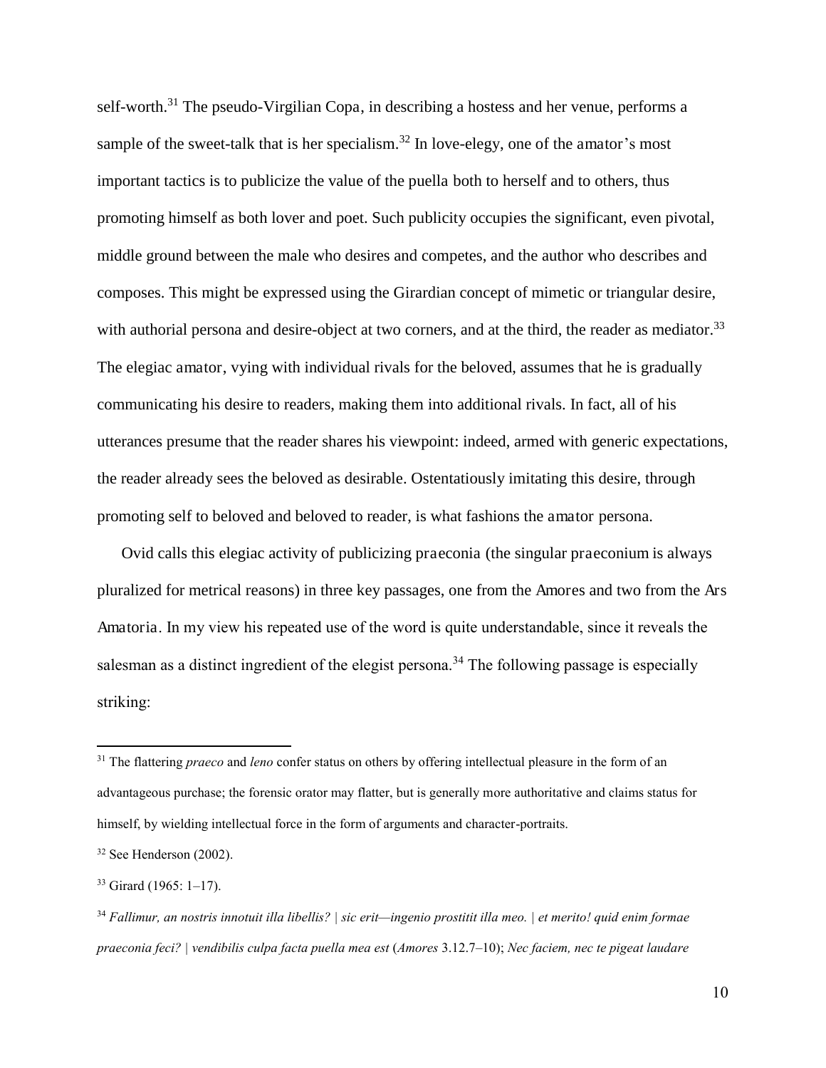self-worth.[31] The pseudo-Virgilian Copa, in describing a hostess and her venue, performs a sample of the sweet-talk that is her specialism.[32] In love-elegy, one of the amator's most important tactics is to publicize the value of the puella both to herself and to others, thus promoting himself as both lover and poet. Such publicity occupies the significant, even pivotal, middle ground between the male who desires and competes, and the author who describes and composes. This might be expressed using the Girardian concept of mimetic or triangular desire, with authorial persona and desire-object at two corners, and at the third, the reader as mediator.[33] The elegiac amator, vying with individual rivals for the beloved, assumes that he is gradually communicating his desire to readers, making them into additional rivals. In fact, all of his utterances presume that the reader shares his viewpoint: indeed, armed with generic expectations, the reader already sees the beloved as desirable. Ostentatiously imitating this desire, through promoting self to beloved and beloved to reader, is what fashions the amator persona.

Ovid calls this elegiac activity of publicizing praeconia (the singular praeconium is always pluralized for metrical reasons) in three key passages, one from the Amores and two from the Ars Amatoria. In my view his repeated use of the word is quite understandable, since it reveals the salesman as a distinct ingredient of the elegist persona.[34] The following passage is especially striking:

---

[31] The flattering *praeco* and *leno* confer status on others by offering intellectual pleasure in the form of an advantageous purchase; the forensic orator may flatter, but is generally more authoritative and claims status for himself, by wielding intellectual force in the form of arguments and character-portraits.

[32] See Henderson (2002).

[33] Girard (1965: 1–17).

[34] *Fallimur, an nostris innotuit illa libellis? | sic erit—ingenio prostitit illa meo. | et merito! quid enim formae praeconia feci? | vendibilis culpa facta puella mea est* (*Amores* 3.12.7–10); *Nec faciem, nec te pigeat laudare*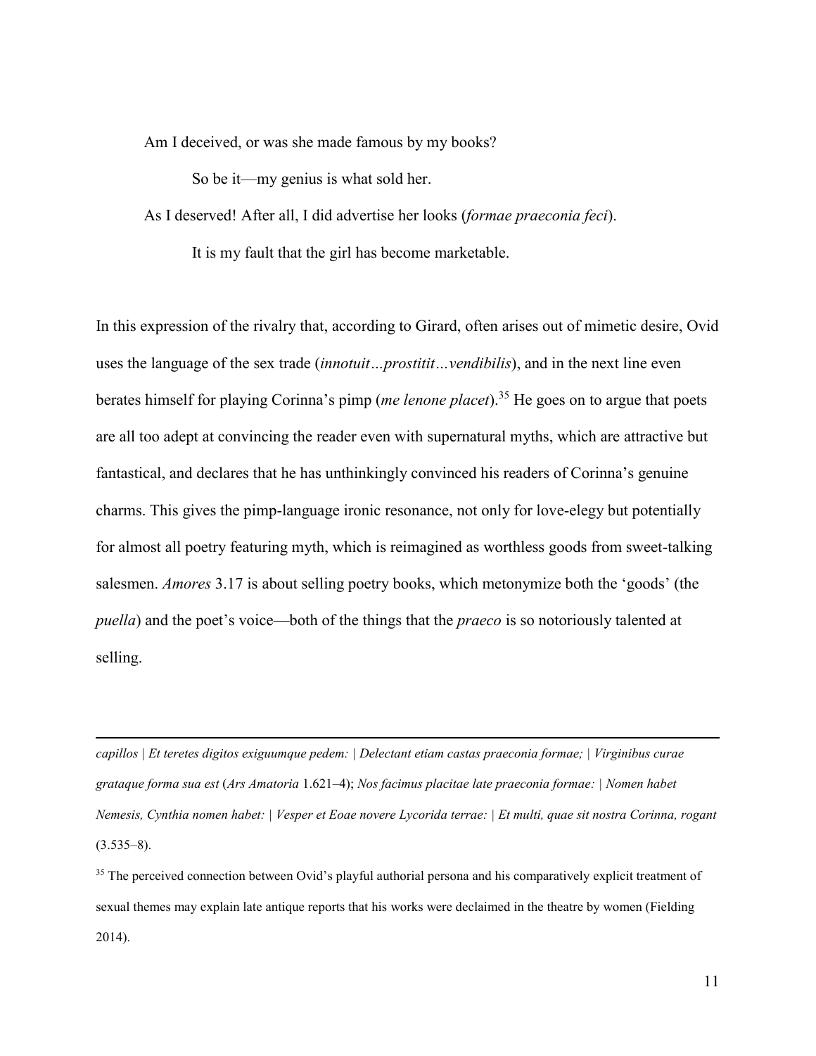Am I deceived, or was she made famous by my books?

So be it—my genius is what sold her.

As I deserved! After all, I did advertise her looks (*formae praeconia feci*).

It is my fault that the girl has become marketable.

In this expression of the rivalry that, according to Girard, often arises out of mimetic desire, Ovid uses the language of the sex trade (*innotuit…prostitit…vendibilis*), and in the next line even berates himself for playing Corinna's pimp (*me lenone placet*).[35] He goes on to argue that poets are all too adept at convincing the reader even with supernatural myths, which are attractive but fantastical, and declares that he has unthinkingly convinced his readers of Corinna's genuine charms. This gives the pimp-language ironic resonance, not only for love-elegy but potentially for almost all poetry featuring myth, which is reimagined as worthless goods from sweet-talking salesmen. *Amores* 3.17 is about selling poetry books, which metonymize both the 'goods' (the *puella*) and the poet's voice—both of the things that the *praeco* is so notoriously talented at selling.

---

*capillos | Et teretes digitos exiguumque pedem: | Delectant etiam castas praeconia formae; | Virginibus curae grataque forma sua est* (*Ars Amatoria* 1.621–4); *Nos facimus placitae late praeconia formae: | Nomen habet Nemesis, Cynthia nomen habet: | Vesper et Eoae novere Lycorida terrae: | Et multi, quae sit nostra Corinna, rogant* (3.535–8).

[35] The perceived connection between Ovid's playful authorial persona and his comparatively explicit treatment of sexual themes may explain late antique reports that his works were declaimed in the theatre by women (Fielding 2014).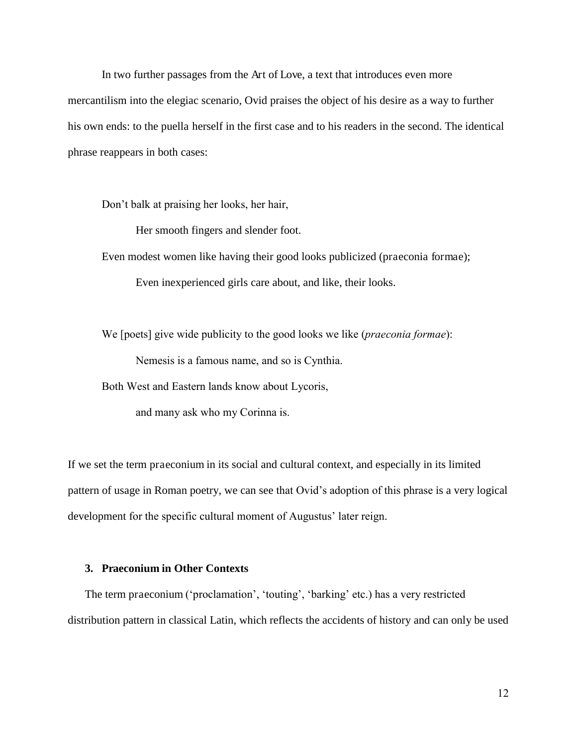In two further passages from the Art of Love, a text that introduces even more mercantilism into the elegiac scenario, Ovid praises the object of his desire as a way to further his own ends: to the puella herself in the first case and to his readers in the second. The identical phrase reappears in both cases:

> Don’t balk at praising her looks, her hair,
>
> Her smooth fingers and slender foot.
>
> Even modest women like having their good looks publicized (praeconia formae);
>
> Even inexperienced girls care about, and like, their looks.

> We [poets] give wide publicity to the good looks we like (*praeconia formae*):
>
> Nemesis is a famous name, and so is Cynthia.
>
> Both West and Eastern lands know about Lycoris,
>
> and many ask who my Corinna is.

If we set the term praeconium in its social and cultural context, and especially in its limited pattern of usage in Roman poetry, we can see that Ovid’s adoption of this phrase is a very logical development for the specific cultural moment of Augustus’ later reign.

### 3. Praeconium in Other Contexts

The term praeconium (‘proclamation’, ‘touting’, ‘barking’ etc.) has a very restricted distribution pattern in classical Latin, which reflects the accidents of history and can only be used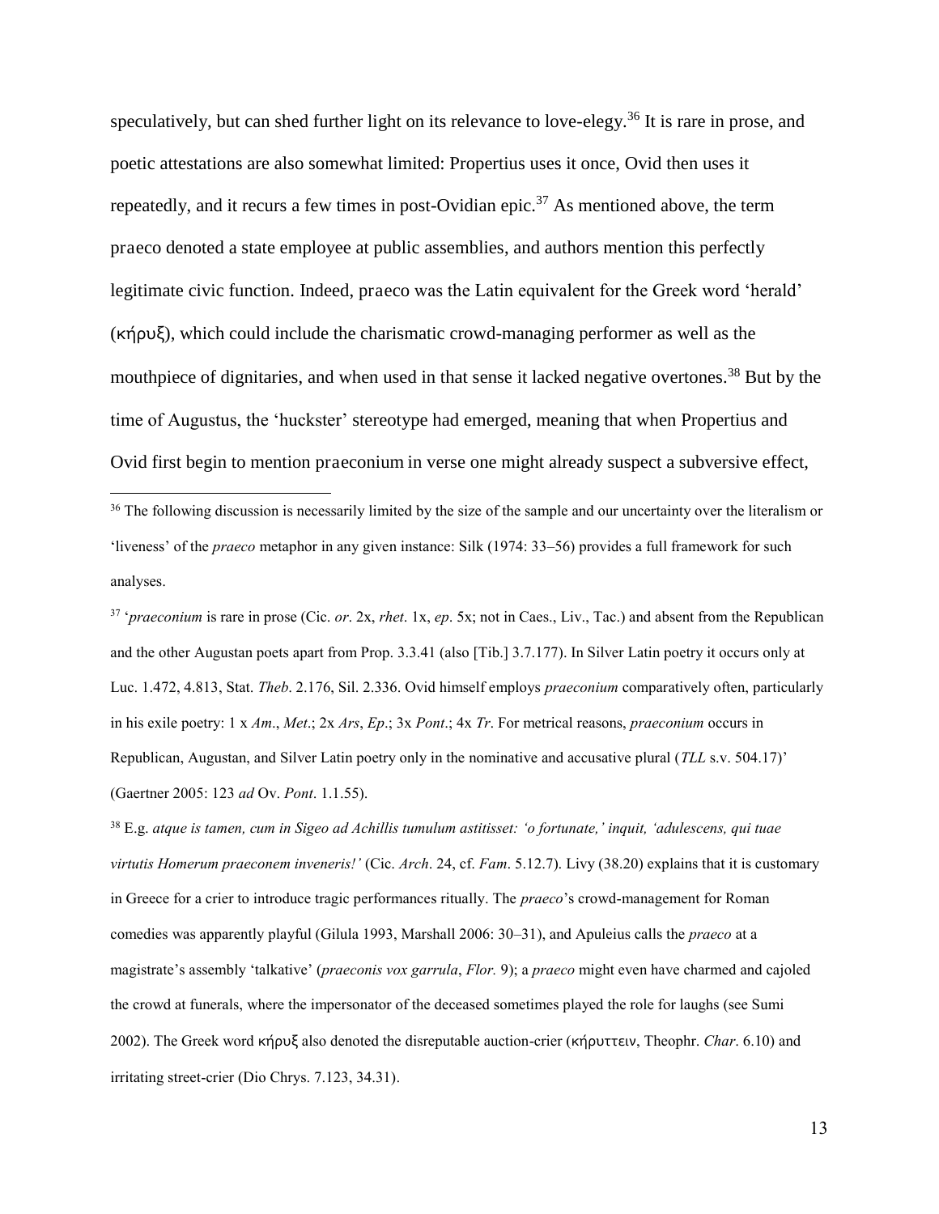speculatively, but can shed further light on its relevance to love-elegy.[36] It is rare in prose, and poetic attestations are also somewhat limited: Propertius uses it once, Ovid then uses it repeatedly, and it recurs a few times in post-Ovidian epic.[37] As mentioned above, the term praeco denoted a state employee at public assemblies, and authors mention this perfectly legitimate civic function. Indeed, praeco was the Latin equivalent for the Greek word 'herald' (κήρυξ), which could include the charismatic crowd-managing performer as well as the mouthpiece of dignitaries, and when used in that sense it lacked negative overtones.[38] But by the time of Augustus, the 'huckster' stereotype had emerged, meaning that when Propertius and Ovid first begin to mention praeconium in verse one might already suspect a subversive effect,

---

[36] The following discussion is necessarily limited by the size of the sample and our uncertainty over the literalism or 'liveness' of the *praeco* metaphor in any given instance: Silk (1974: 33–56) provides a full framework for such analyses.

[37] '*praeconium* is rare in prose (Cic. *or*. 2x, *rhet*. 1x, *ep*. 5x; not in Caes., Liv., Tac.) and absent from the Republican and the other Augustan poets apart from Prop. 3.3.41 (also [Tib.] 3.7.177). In Silver Latin poetry it occurs only at Luc. 1.472, 4.813, Stat. *Theb*. 2.176, Sil. 2.336. Ovid himself employs *praeconium* comparatively often, particularly in his exile poetry: 1 x *Am*., *Met*.; 2x *Ars*, *Ep*.; 3x *Pont*.; 4x *Tr*. For metrical reasons, *praeconium* occurs in Republican, Augustan, and Silver Latin poetry only in the nominative and accusative plural (*TLL* s.v. 504.17)' (Gaertner 2005: 123 *ad* Ov. *Pont*. 1.1.55).

[38] E.g. *atque is tamen, cum in Sigeo ad Achillis tumulum astitisset: 'o fortunate,' inquit, 'adulescens, qui tuae virtutis Homerum praeconem inveneris!'* (Cic. *Arch*. 24, cf. *Fam*. 5.12.7). Livy (38.20) explains that it is customary in Greece for a crier to introduce tragic performances ritually. The *praeco*'s crowd-management for Roman comedies was apparently playful (Gilula 1993, Marshall 2006: 30–31), and Apuleius calls the *praeco* at a magistrate's assembly 'talkative' (*praeconis vox garrula*, *Flor.* 9); a *praeco* might even have charmed and cajoled the crowd at funerals, where the impersonator of the deceased sometimes played the role for laughs (see Sumi 2002). The Greek word κήρυξ also denoted the disreputable auction-crier (κήρυττειν, Theophr. *Char*. 6.10) and irritating street-crier (Dio Chrys. 7.123, 34.31).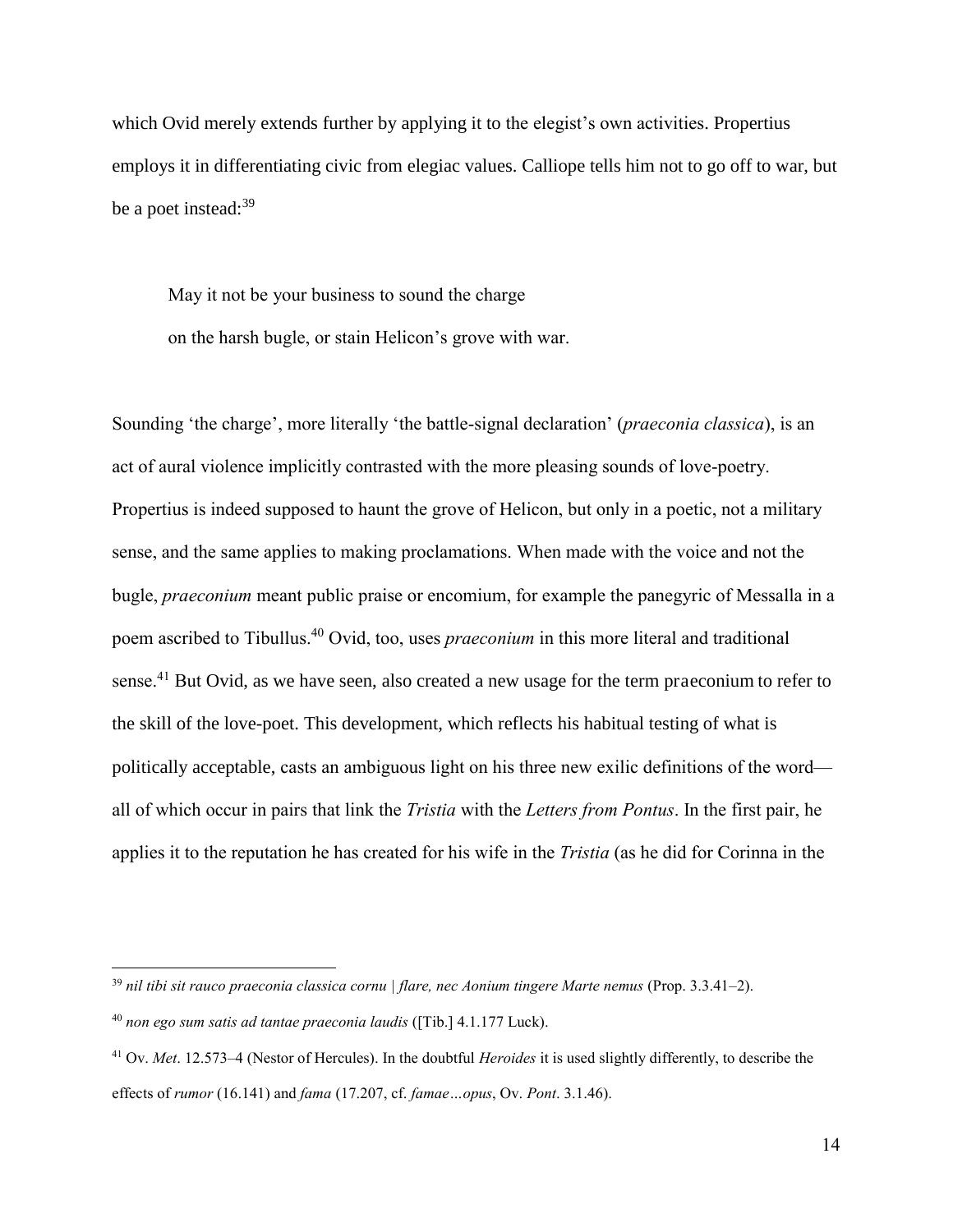which Ovid merely extends further by applying it to the elegist's own activities. Propertius employs it in differentiating civic from elegiac values. Calliope tells him not to go off to war, but be a poet instead:[39]

> May it not be your business to sound the charge
> on the harsh bugle, or stain Helicon's grove with war.

Sounding 'the charge', more literally 'the battle-signal declaration' (*praeconia classica*), is an act of aural violence implicitly contrasted with the more pleasing sounds of love-poetry. Propertius is indeed supposed to haunt the grove of Helicon, but only in a poetic, not a military sense, and the same applies to making proclamations. When made with the voice and not the bugle, *praeconium* meant public praise or encomium, for example the panegyric of Messalla in a poem ascribed to Tibullus.[40] Ovid, too, uses *praeconium* in this more literal and traditional sense.[41] But Ovid, as we have seen, also created a new usage for the term praeconium to refer to the skill of the love-poet. This development, which reflects his habitual testing of what is politically acceptable, casts an ambiguous light on his three new exilic definitions of the word—all of which occur in pairs that link the *Tristia* with the *Letters from Pontus*. In the first pair, he applies it to the reputation he has created for his wife in the *Tristia* (as he did for Corinna in the

---

[39] *nil tibi sit rauco praeconia classica cornu | flare, nec Aonium tingere Marte nemus* (Prop. 3.3.41–2).

[40] *non ego sum satis ad tantae praeconia laudis* ([Tib.] 4.1.177 Luck).

[41] Ov. *Met*. 12.573–4 (Nestor of Hercules). In the doubtful *Heroides* it is used slightly differently, to describe the effects of *rumor* (16.141) and *fama* (17.207, cf. *famae…opus*, Ov. *Pont*. 3.1.46).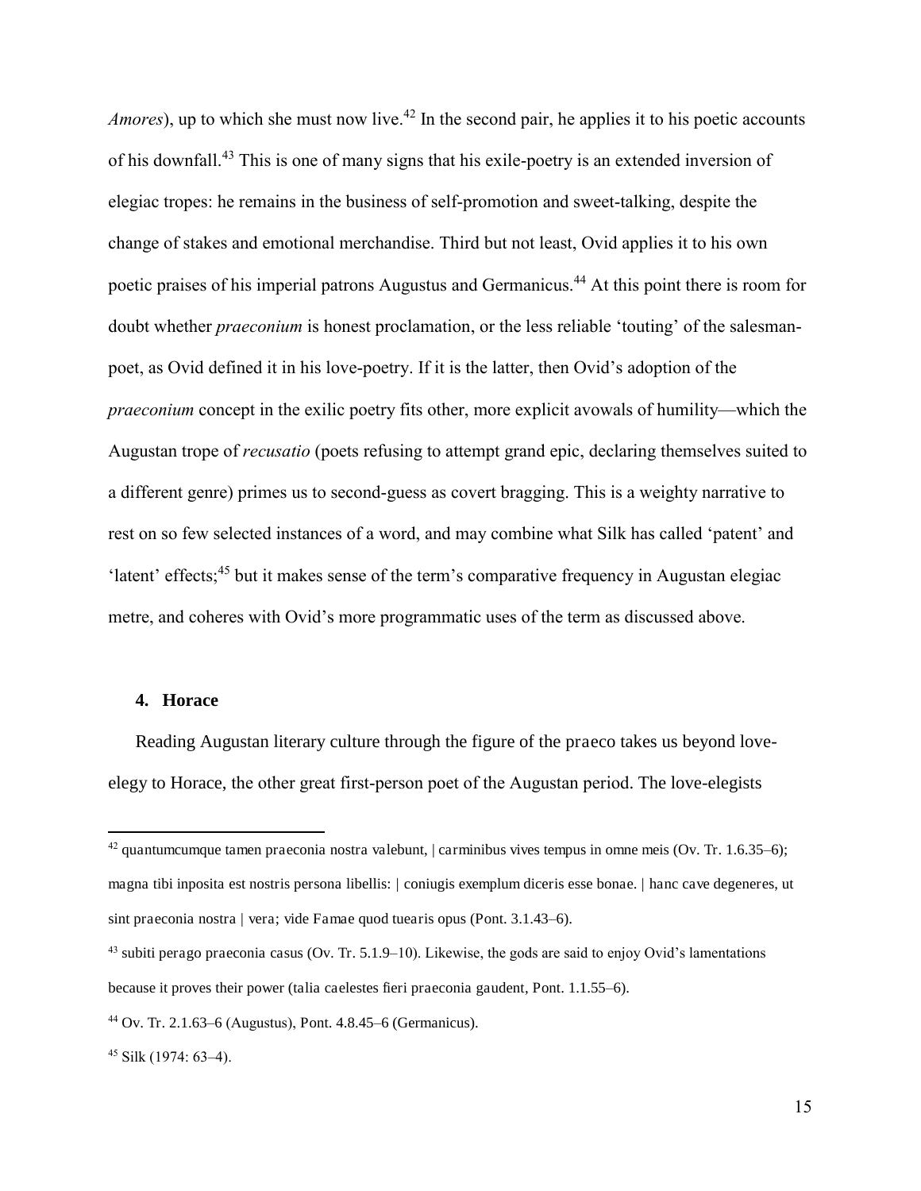*Amores*), up to which she must now live.[42] In the second pair, he applies it to his poetic accounts of his downfall.[43] This is one of many signs that his exile-poetry is an extended inversion of elegiac tropes: he remains in the business of self-promotion and sweet-talking, despite the change of stakes and emotional merchandise. Third but not least, Ovid applies it to his own poetic praises of his imperial patrons Augustus and Germanicus.[44] At this point there is room for doubt whether *praeconium* is honest proclamation, or the less reliable 'touting' of the salesman-poet, as Ovid defined it in his love-poetry. If it is the latter, then Ovid's adoption of the *praeconium* concept in the exilic poetry fits other, more explicit avowals of humility—which the Augustan trope of *recusatio* (poets refusing to attempt grand epic, declaring themselves suited to a different genre) primes us to second-guess as covert bragging. This is a weighty narrative to rest on so few selected instances of a word, and may combine what Silk has called 'patent' and 'latent' effects;[45] but it makes sense of the term's comparative frequency in Augustan elegiac metre, and coheres with Ovid's more programmatic uses of the term as discussed above.

## 4. Horace

Reading Augustan literary culture through the figure of the praeco takes us beyond love-elegy to Horace, the other great first-person poet of the Augustan period. The love-elegists

---

[42] quantumcumque tamen praeconia nostra valebunt, | carminibus vives tempus in omne meis (Ov. Tr. 1.6.35–6); magna tibi inposita est nostris persona libellis: | coniugis exemplum diceris esse bonae. | hanc cave degeneres, ut sint praeconia nostra | vera; vide Famae quod tuearis opus (Pont. 3.1.43–6).

[43] subiti perago praeconia casus (Ov. Tr. 5.1.9–10). Likewise, the gods are said to enjoy Ovid's lamentations because it proves their power (talia caelestes fieri praeconia gaudent, Pont. 1.1.55–6).

[44] Ov. Tr. 2.1.63–6 (Augustus), Pont. 4.8.45–6 (Germanicus).

[45] Silk (1974: 63–4).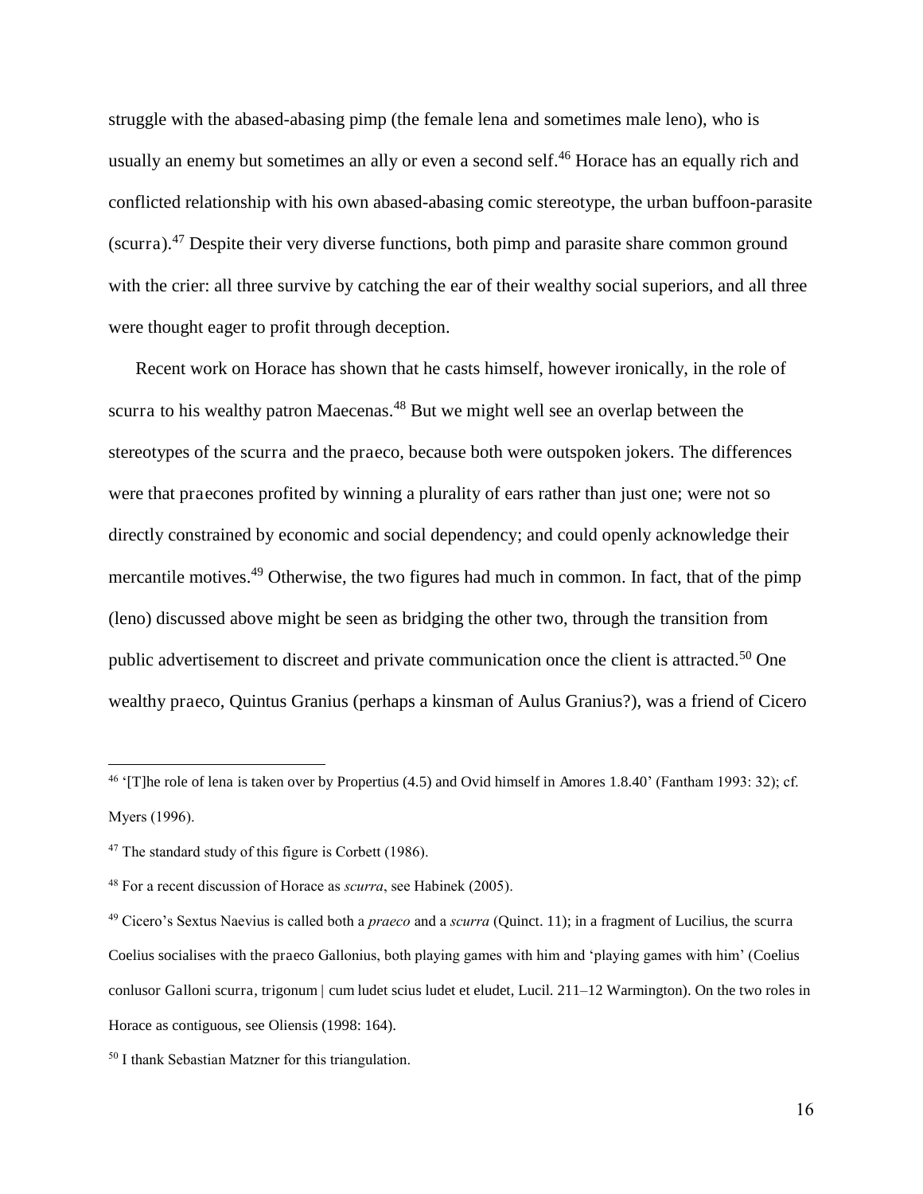struggle with the abased-abasing pimp (the female lena and sometimes male leno), who is usually an enemy but sometimes an ally or even a second self.[46] Horace has an equally rich and conflicted relationship with his own abased-abasing comic stereotype, the urban buffoon-parasite (scurra).[47] Despite their very diverse functions, both pimp and parasite share common ground with the crier: all three survive by catching the ear of their wealthy social superiors, and all three were thought eager to profit through deception.

Recent work on Horace has shown that he casts himself, however ironically, in the role of scurra to his wealthy patron Maecenas.[48] But we might well see an overlap between the stereotypes of the scurra and the praeco, because both were outspoken jokers. The differences were that praecones profited by winning a plurality of ears rather than just one; were not so directly constrained by economic and social dependency; and could openly acknowledge their mercantile motives.[49] Otherwise, the two figures had much in common. In fact, that of the pimp (leno) discussed above might be seen as bridging the other two, through the transition from public advertisement to discreet and private communication once the client is attracted.[50] One wealthy praeco, Quintus Granius (perhaps a kinsman of Aulus Granius?), was a friend of Cicero

---

[46] '[T]he role of lena is taken over by Propertius (4.5) and Ovid himself in Amores 1.8.40' (Fantham 1993: 32); cf. Myers (1996).

[47] The standard study of this figure is Corbett (1986).

[48] For a recent discussion of Horace as *scurra*, see Habinek (2005).

[49] Cicero's Sextus Naevius is called both a *praeco* and a *scurra* (Quinct. 11); in a fragment of Lucilius, the scurra Coelius socialises with the praeco Gallonius, both playing games with him and 'playing games with him' (Coelius conlusor Galloni scurra, trigonum | cum ludet scius ludet et eludet, Lucil. 211–12 Warmington). On the two roles in Horace as contiguous, see Oliensis (1998: 164).

[50] I thank Sebastian Matzner for this triangulation.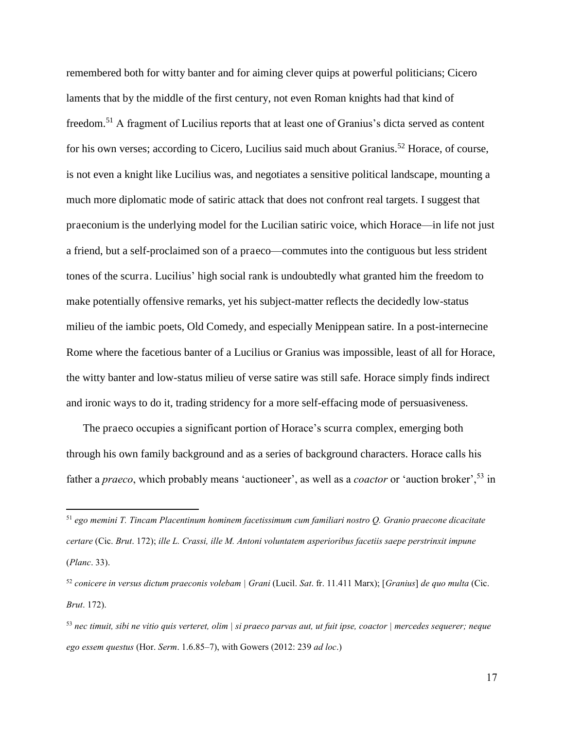remembered both for witty banter and for aiming clever quips at powerful politicians; Cicero laments that by the middle of the first century, not even Roman knights had that kind of freedom.[51] A fragment of Lucilius reports that at least one of Granius's dicta served as content for his own verses; according to Cicero, Lucilius said much about Granius.[52] Horace, of course, is not even a knight like Lucilius was, and negotiates a sensitive political landscape, mounting a much more diplomatic mode of satiric attack that does not confront real targets. I suggest that praeconium is the underlying model for the Lucilian satiric voice, which Horace—in life not just a friend, but a self-proclaimed son of a praeco—commutes into the contiguous but less strident tones of the scurra. Lucilius' high social rank is undoubtedly what granted him the freedom to make potentially offensive remarks, yet his subject-matter reflects the decidedly low-status milieu of the iambic poets, Old Comedy, and especially Menippean satire. In a post-internecine Rome where the facetious banter of a Lucilius or Granius was impossible, least of all for Horace, the witty banter and low-status milieu of verse satire was still safe. Horace simply finds indirect and ironic ways to do it, trading stridency for a more self-effacing mode of persuasiveness.

The praeco occupies a significant portion of Horace's scurra complex, emerging both through his own family background and as a series of background characters. Horace calls his father a *praeco*, which probably means 'auctioneer', as well as a *coactor* or 'auction broker',[53] in

---

[51] *ego memini T. Tincam Placentinum hominem facetissimum cum familiari nostro Q. Granio praecone dicacitate certare* (Cic. *Brut*. 172); *ille L. Crassi, ille M. Antoni voluntatem asperioribus facetiis saepe perstrinxit impune* (*Planc*. 33).

[52] *conicere in versus dictum praeconis volebam | Grani* (Lucil. *Sat*. fr. 11.411 Marx); [*Granius*] *de quo multa* (Cic. *Brut*. 172).

[53] *nec timuit, sibi ne vitio quis verteret, olim | si praeco parvas aut, ut fuit ipse, coactor | mercedes sequerer; neque ego essem questus* (Hor. *Serm*. 1.6.85–7), with Gowers (2012: 239 *ad loc*.)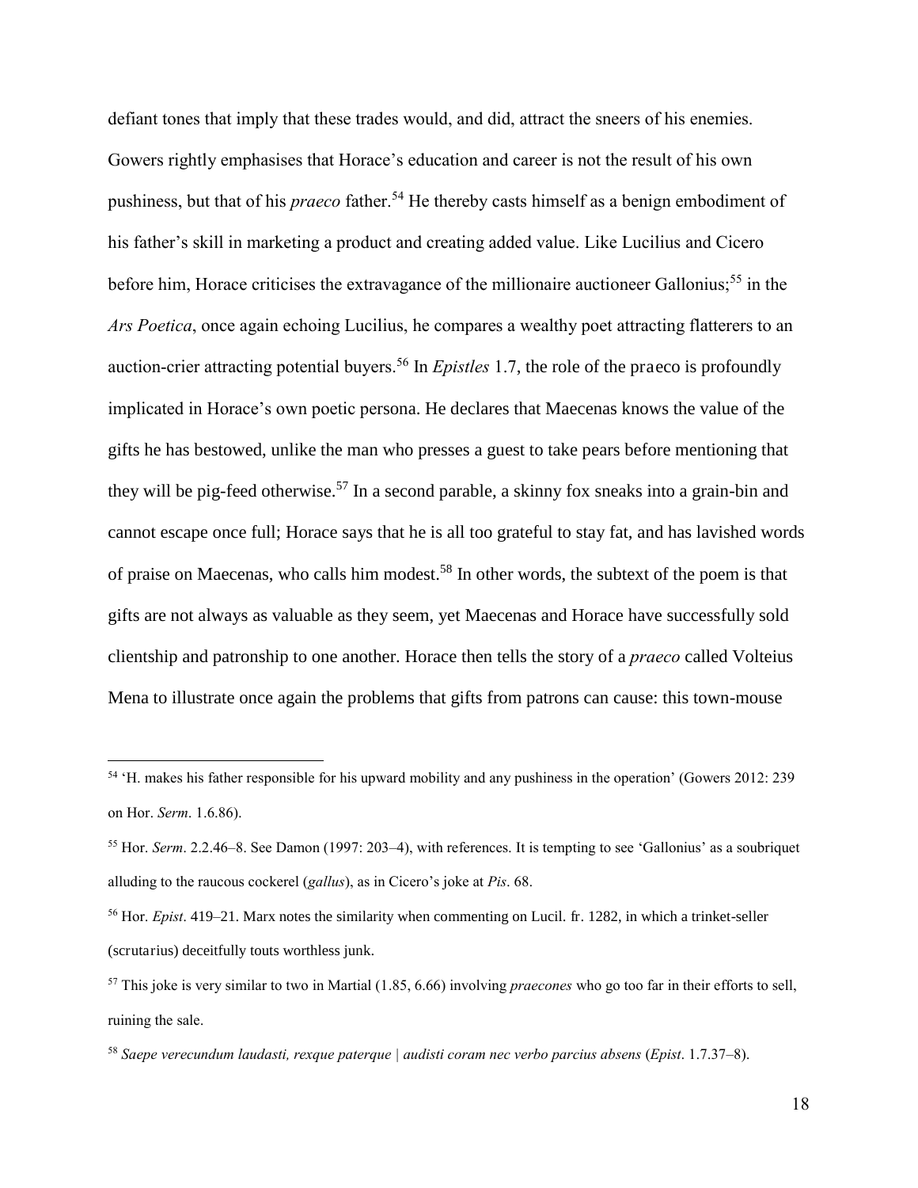defiant tones that imply that these trades would, and did, attract the sneers of his enemies. Gowers rightly emphasises that Horace's education and career is not the result of his own pushiness, but that of his *praeco* father.[54] He thereby casts himself as a benign embodiment of his father's skill in marketing a product and creating added value. Like Lucilius and Cicero before him, Horace criticises the extravagance of the millionaire auctioneer Gallonius;[55] in the *Ars Poetica*, once again echoing Lucilius, he compares a wealthy poet attracting flatterers to an auction-crier attracting potential buyers.[56] In *Epistles* 1.7, the role of the praeco is profoundly implicated in Horace's own poetic persona. He declares that Maecenas knows the value of the gifts he has bestowed, unlike the man who presses a guest to take pears before mentioning that they will be pig-feed otherwise.[57] In a second parable, a skinny fox sneaks into a grain-bin and cannot escape once full; Horace says that he is all too grateful to stay fat, and has lavished words of praise on Maecenas, who calls him modest.[58] In other words, the subtext of the poem is that gifts are not always as valuable as they seem, yet Maecenas and Horace have successfully sold clientship and patronship to one another. Horace then tells the story of a *praeco* called Volteius Mena to illustrate once again the problems that gifts from patrons can cause: this town-mouse

---

[54] 'H. makes his father responsible for his upward mobility and any pushiness in the operation' (Gowers 2012: 239 on Hor. *Serm*. 1.6.86).

[55] Hor. *Serm*. 2.2.46–8. See Damon (1997: 203–4), with references. It is tempting to see 'Gallonius' as a soubriquet alluding to the raucous cockerel (*gallus*), as in Cicero's joke at *Pis*. 68.

[56] Hor. *Epist*. 419–21. Marx notes the similarity when commenting on Lucil. fr. 1282, in which a trinket-seller (scrutarius) deceitfully touts worthless junk.

[57] This joke is very similar to two in Martial (1.85, 6.66) involving *praecones* who go too far in their efforts to sell, ruining the sale.

[58] *Saepe verecundum laudasti, rexque paterque | audisti coram nec verbo parcius absens* (*Epist*. 1.7.37–8).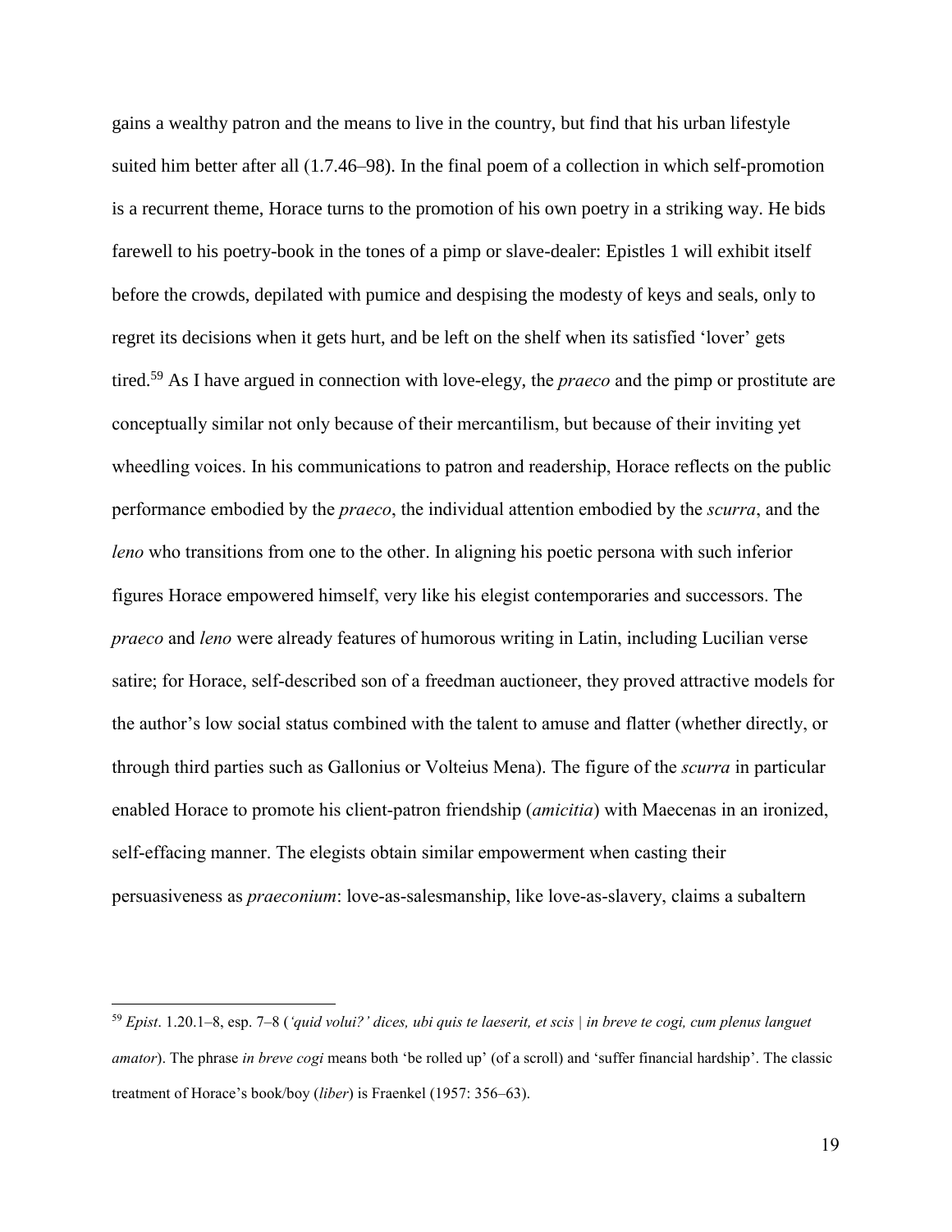gains a wealthy patron and the means to live in the country, but find that his urban lifestyle suited him better after all (1.7.46–98). In the final poem of a collection in which self-promotion is a recurrent theme, Horace turns to the promotion of his own poetry in a striking way. He bids farewell to his poetry-book in the tones of a pimp or slave-dealer: Epistles 1 will exhibit itself before the crowds, depilated with pumice and despising the modesty of keys and seals, only to regret its decisions when it gets hurt, and be left on the shelf when its satisfied 'lover' gets tired.[59] As I have argued in connection with love-elegy, the *praeco* and the pimp or prostitute are conceptually similar not only because of their mercantilism, but because of their inviting yet wheedling voices. In his communications to patron and readership, Horace reflects on the public performance embodied by the *praeco*, the individual attention embodied by the *scurra*, and the *leno* who transitions from one to the other. In aligning his poetic persona with such inferior figures Horace empowered himself, very like his elegist contemporaries and successors. The *praeco* and *leno* were already features of humorous writing in Latin, including Lucilian verse satire; for Horace, self-described son of a freedman auctioneer, they proved attractive models for the author's low social status combined with the talent to amuse and flatter (whether directly, or through third parties such as Gallonius or Volteius Mena). The figure of the *scurra* in particular enabled Horace to promote his client-patron friendship (*amicitia*) with Maecenas in an ironized, self-effacing manner. The elegists obtain similar empowerment when casting their persuasiveness as *praeconium*: love-as-salesmanship, like love-as-slavery, claims a subaltern

---

[59] *Epist*. 1.20.1–8, esp. 7–8 (*'quid volui?' dices, ubi quis te laeserit, et scis | in breve te cogi, cum plenus languet amator*). The phrase *in breve cogi* means both 'be rolled up' (of a scroll) and 'suffer financial hardship'. The classic treatment of Horace's book/boy (*liber*) is Fraenkel (1957: 356–63).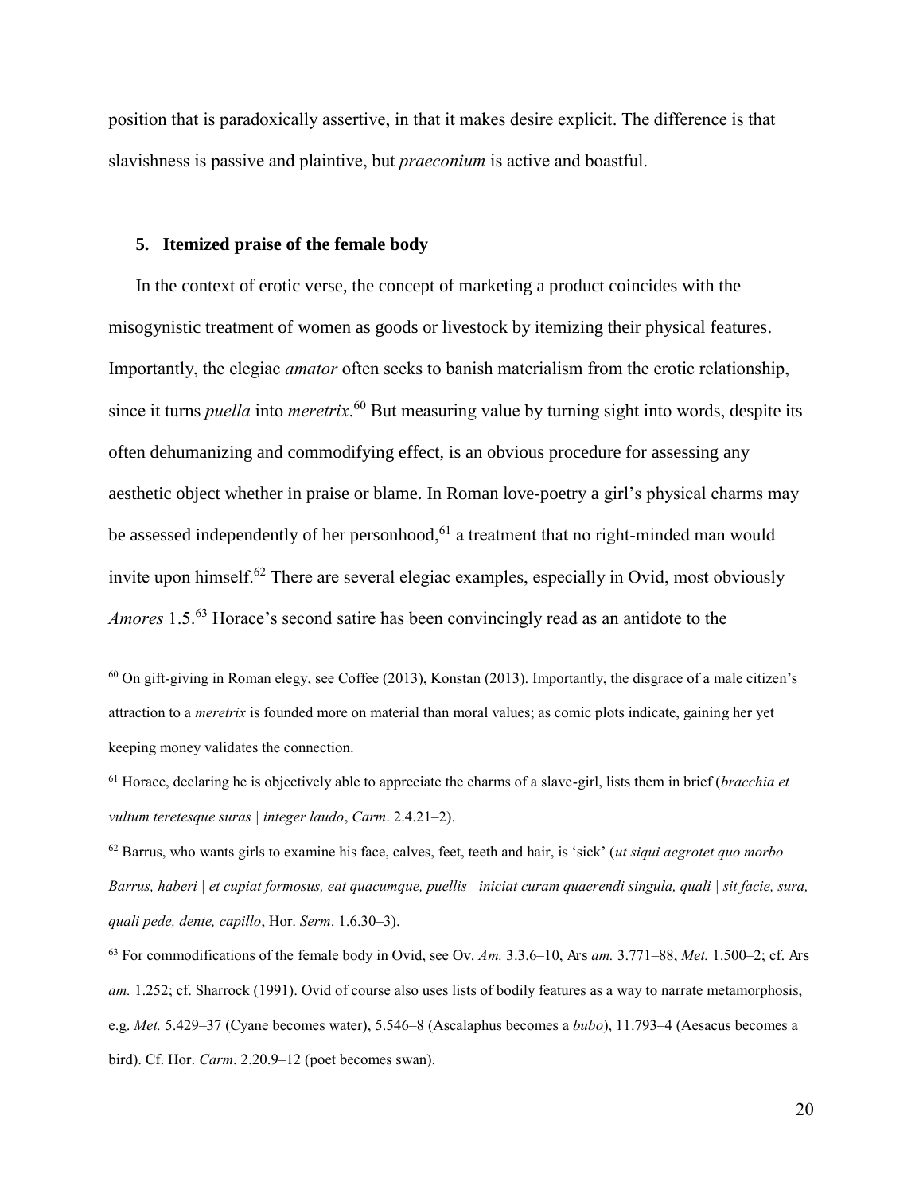position that is paradoxically assertive, in that it makes desire explicit. The difference is that slavishness is passive and plaintive, but *praeconium* is active and boastful.

### 5. Itemized praise of the female body

In the context of erotic verse, the concept of marketing a product coincides with the misogynistic treatment of women as goods or livestock by itemizing their physical features. Importantly, the elegiac *amator* often seeks to banish materialism from the erotic relationship, since it turns *puella* into *meretrix*.[60] But measuring value by turning sight into words, despite its often dehumanizing and commodifying effect, is an obvious procedure for assessing any aesthetic object whether in praise or blame. In Roman love-poetry a girl's physical charms may be assessed independently of her personhood,[61] a treatment that no right-minded man would invite upon himself.[62] There are several elegiac examples, especially in Ovid, most obviously *Amores* 1.5.[63] Horace's second satire has been convincingly read as an antidote to the

---

[60] On gift-giving in Roman elegy, see Coffee (2013), Konstan (2013). Importantly, the disgrace of a male citizen's attraction to a *meretrix* is founded more on material than moral values; as comic plots indicate, gaining her yet keeping money validates the connection.

[61] Horace, declaring he is objectively able to appreciate the charms of a slave-girl, lists them in brief (*bracchia et vultum teretesque suras | integer laudo*, *Carm*. 2.4.21–2).

[62] Barrus, who wants girls to examine his face, calves, feet, teeth and hair, is 'sick' (*ut siqui aegrotet quo morbo Barrus, haberi | et cupiat formosus, eat quacumque, puellis | iniciat curam quaerendi singula, quali | sit facie, sura, quali pede, dente, capillo*, Hor. *Serm*. 1.6.30–3).

[63] For commodifications of the female body in Ovid, see Ov. *Am.* 3.3.6–10, Ars *am.* 3.771–88, *Met.* 1.500–2; cf. Ars *am.* 1.252; cf. Sharrock (1991). Ovid of course also uses lists of bodily features as a way to narrate metamorphosis, e.g. *Met.* 5.429–37 (Cyane becomes water), 5.546–8 (Ascalaphus becomes a *bubo*), 11.793–4 (Aesacus becomes a bird). Cf. Hor. *Carm*. 2.20.9–12 (poet becomes swan).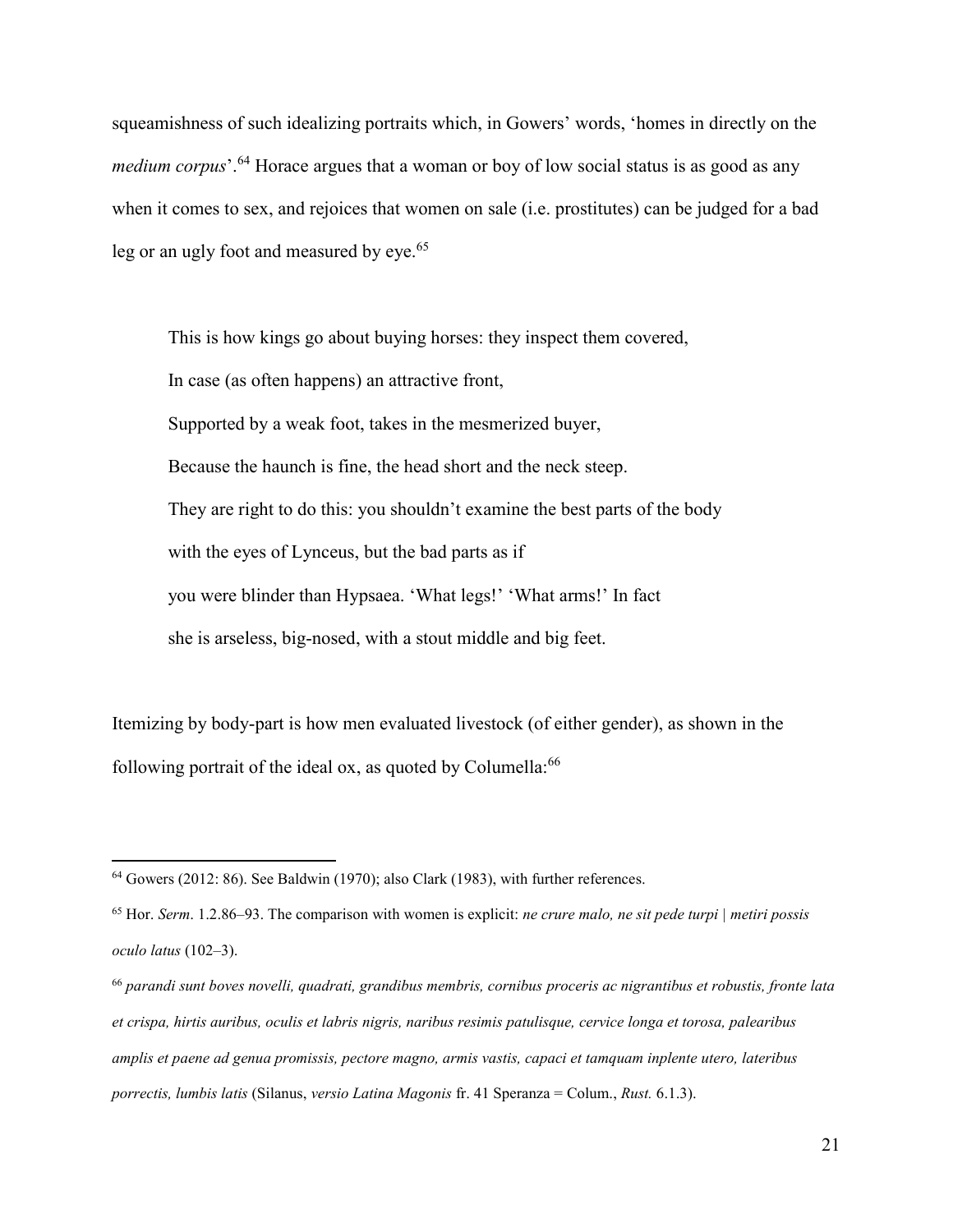squeamishness of such idealizing portraits which, in Gowers' words, 'homes in directly on the *medium corpus*'.[64] Horace argues that a woman or boy of low social status is as good as any when it comes to sex, and rejoices that women on sale (i.e. prostitutes) can be judged for a bad leg or an ugly foot and measured by eye.[65]

> This is how kings go about buying horses: they inspect them covered,
> In case (as often happens) an attractive front,
> Supported by a weak foot, takes in the mesmerized buyer,
> Because the haunch is fine, the head short and the neck steep.
> They are right to do this: you shouldn't examine the best parts of the body
> with the eyes of Lynceus, but the bad parts as if
> you were blinder than Hypsaea. 'What legs!' 'What arms!' In fact
> she is arseless, big-nosed, with a stout middle and big feet.

Itemizing by body-part is how men evaluated livestock (of either gender), as shown in the following portrait of the ideal ox, as quoted by Columella:[66]

---

[64] Gowers (2012: 86). See Baldwin (1970); also Clark (1983), with further references.

[65] Hor. *Serm*. 1.2.86–93. The comparison with women is explicit: *ne crure malo, ne sit pede turpi | metiri possis oculo latus* (102–3).

[66] *parandi sunt boves novelli, quadrati, grandibus membris, cornibus proceris ac nigrantibus et robustis, fronte lata et crispa, hirtis auribus, oculis et labris nigris, naribus resimis patulisque, cervice longa et torosa, palearibus amplis et paene ad genua promissis, pectore magno, armis vastis, capaci et tamquam inplente utero, lateribus porrectis, lumbis latis* (Silanus, *versio Latina Magonis* fr. 41 Speranza = Colum., *Rust.* 6.1.3).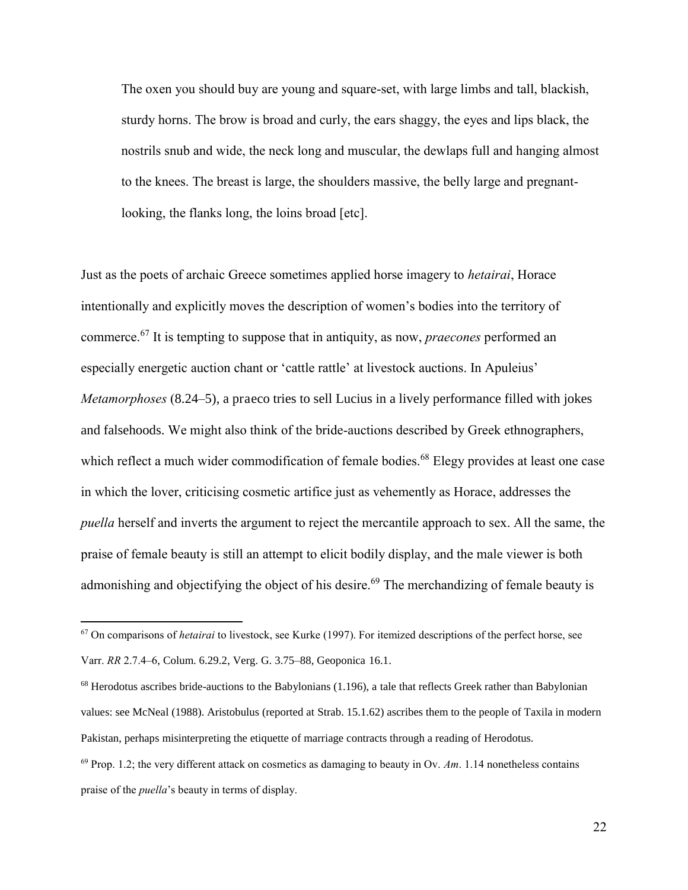> The oxen you should buy are young and square-set, with large limbs and tall, blackish, sturdy horns. The brow is broad and curly, the ears shaggy, the eyes and lips black, the nostrils snub and wide, the neck long and muscular, the dewlaps full and hanging almost to the knees. The breast is large, the shoulders massive, the belly large and pregnant-looking, the flanks long, the loins broad [etc].

Just as the poets of archaic Greece sometimes applied horse imagery to *hetairai*, Horace intentionally and explicitly moves the description of women's bodies into the territory of commerce.[67] It is tempting to suppose that in antiquity, as now, *praecones* performed an especially energetic auction chant or 'cattle rattle' at livestock auctions. In Apuleius' *Metamorphoses* (8.24–5), a praeco tries to sell Lucius in a lively performance filled with jokes and falsehoods. We might also think of the bride-auctions described by Greek ethnographers, which reflect a much wider commodification of female bodies.[68] Elegy provides at least one case in which the lover, criticising cosmetic artifice just as vehemently as Horace, addresses the *puella* herself and inverts the argument to reject the mercantile approach to sex. All the same, the praise of female beauty is still an attempt to elicit bodily display, and the male viewer is both admonishing and objectifying the object of his desire.[69] The merchandizing of female beauty is

---

[67] On comparisons of *hetairai* to livestock, see Kurke (1997). For itemized descriptions of the perfect horse, see Varr. *RR* 2.7.4–6, Colum. 6.29.2, Verg. G. 3.75–88, Geoponica 16.1.

[68] Herodotus ascribes bride-auctions to the Babylonians (1.196), a tale that reflects Greek rather than Babylonian values: see McNeal (1988). Aristobulus (reported at Strab. 15.1.62) ascribes them to the people of Taxila in modern Pakistan, perhaps misinterpreting the etiquette of marriage contracts through a reading of Herodotus.

[69] Prop. 1.2; the very different attack on cosmetics as damaging to beauty in Ov. *Am*. 1.14 nonetheless contains praise of the *puella*'s beauty in terms of display.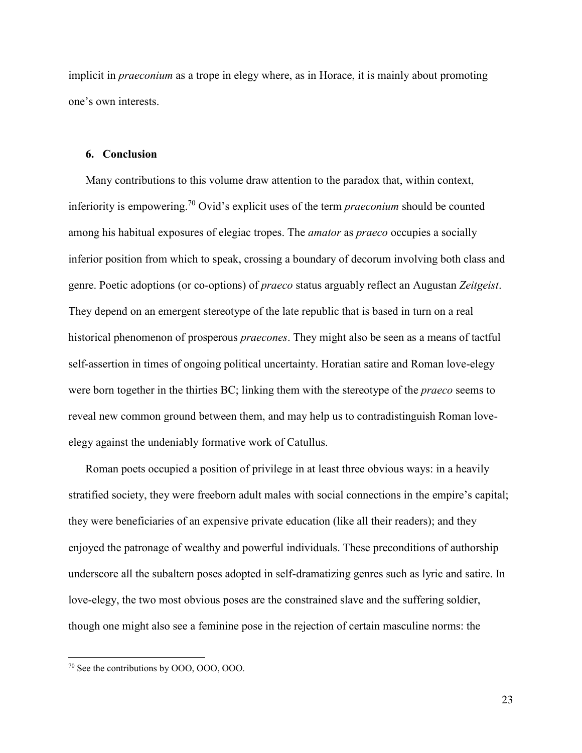implicit in *praeconium* as a trope in elegy where, as in Horace, it is mainly about promoting one's own interests.

## 6. Conclusion

Many contributions to this volume draw attention to the paradox that, within context, inferiority is empowering.[70] Ovid's explicit uses of the term *praeconium* should be counted among his habitual exposures of elegiac tropes. The *amator* as *praeco* occupies a socially inferior position from which to speak, crossing a boundary of decorum involving both class and genre. Poetic adoptions (or co-options) of *praeco* status arguably reflect an Augustan *Zeitgeist*. They depend on an emergent stereotype of the late republic that is based in turn on a real historical phenomenon of prosperous *praecones*. They might also be seen as a means of tactful self-assertion in times of ongoing political uncertainty. Horatian satire and Roman love-elegy were born together in the thirties BC; linking them with the stereotype of the *praeco* seems to reveal new common ground between them, and may help us to contradistinguish Roman love-elegy against the undeniably formative work of Catullus.

Roman poets occupied a position of privilege in at least three obvious ways: in a heavily stratified society, they were freeborn adult males with social connections in the empire's capital; they were beneficiaries of an expensive private education (like all their readers); and they enjoyed the patronage of wealthy and powerful individuals. These preconditions of authorship underscore all the subaltern poses adopted in self-dramatizing genres such as lyric and satire. In love-elegy, the two most obvious poses are the constrained slave and the suffering soldier, though one might also see a feminine pose in the rejection of certain masculine norms: the

---

[70] See the contributions by OOO, OOO, OOO.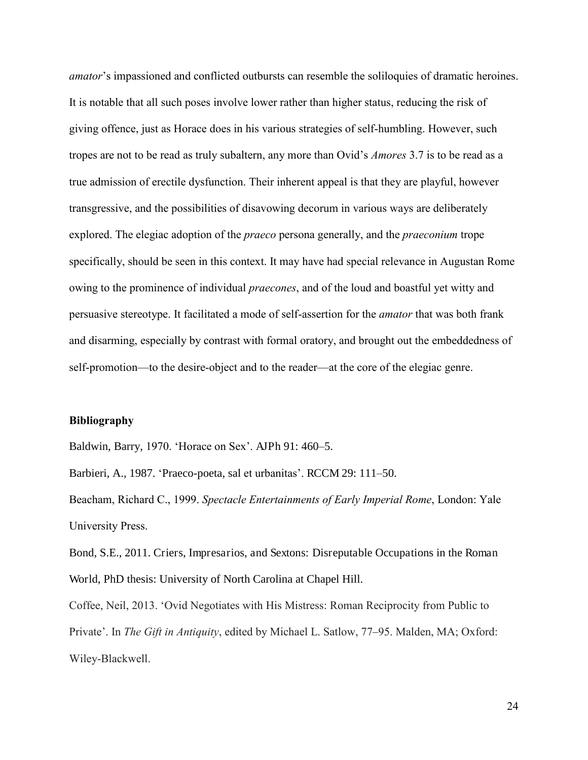*amator*'s impassioned and conflicted outbursts can resemble the soliloquies of dramatic heroines. It is notable that all such poses involve lower rather than higher status, reducing the risk of giving offence, just as Horace does in his various strategies of self-humbling. However, such tropes are not to be read as truly subaltern, any more than Ovid's *Amores* 3.7 is to be read as a true admission of erectile dysfunction. Their inherent appeal is that they are playful, however transgressive, and the possibilities of disavowing decorum in various ways are deliberately explored. The elegiac adoption of the *praeco* persona generally, and the *praeconium* trope specifically, should be seen in this context. It may have had special relevance in Augustan Rome owing to the prominence of individual *praecones*, and of the loud and boastful yet witty and persuasive stereotype. It facilitated a mode of self-assertion for the *amator* that was both frank and disarming, especially by contrast with formal oratory, and brought out the embeddedness of self-promotion—to the desire-object and to the reader—at the core of the elegiac genre.

**Bibliography**

Baldwin, Barry, 1970. 'Horace on Sex'. AJPh 91: 460–5.

Barbieri, A., 1987. 'Praeco-poeta, sal et urbanitas'. RCCM 29: 111–50.

Beacham, Richard C., 1999. *Spectacle Entertainments of Early Imperial Rome*, London: Yale University Press.

Bond, S.E., 2011. Criers, Impresarios, and Sextons: Disreputable Occupations in the Roman World, PhD thesis: University of North Carolina at Chapel Hill.

Coffee, Neil, 2013. 'Ovid Negotiates with His Mistress: Roman Reciprocity from Public to Private'. In *The Gift in Antiquity*, edited by Michael L. Satlow, 77–95. Malden, MA; Oxford: Wiley-Blackwell.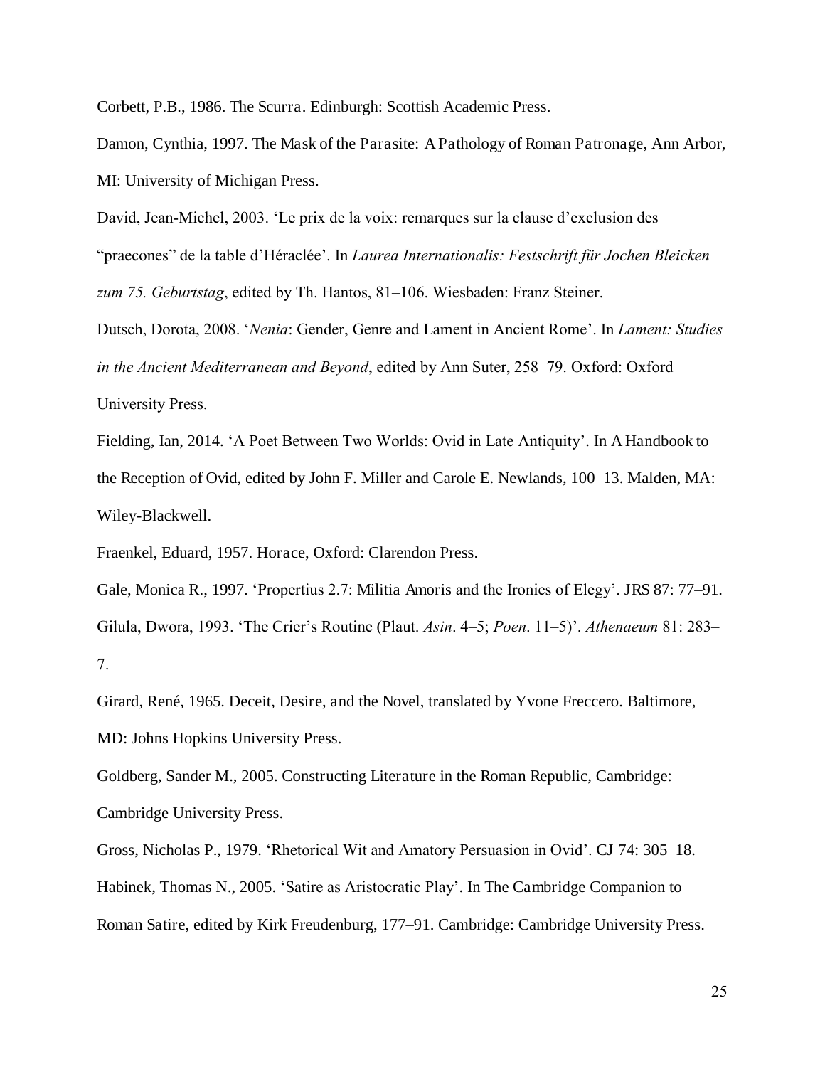Corbett, P.B., 1986. The Scurra. Edinburgh: Scottish Academic Press.

Damon, Cynthia, 1997. The Mask of the Parasite: A Pathology of Roman Patronage, Ann Arbor, MI: University of Michigan Press.

David, Jean-Michel, 2003. 'Le prix de la voix: remarques sur la clause d'exclusion des "praecones" de la table d'Héraclée'. In *Laurea Internationalis: Festschrift für Jochen Bleicken zum 75. Geburtstag*, edited by Th. Hantos, 81–106. Wiesbaden: Franz Steiner.

Dutsch, Dorota, 2008. '*Nenia*: Gender, Genre and Lament in Ancient Rome'. In *Lament: Studies in the Ancient Mediterranean and Beyond*, edited by Ann Suter, 258–79. Oxford: Oxford University Press.

Fielding, Ian, 2014. 'A Poet Between Two Worlds: Ovid in Late Antiquity'. In A Handbook to the Reception of Ovid, edited by John F. Miller and Carole E. Newlands, 100–13. Malden, MA: Wiley-Blackwell.

Fraenkel, Eduard, 1957. Horace, Oxford: Clarendon Press.

Gale, Monica R., 1997. 'Propertius 2.7: Militia Amoris and the Ironies of Elegy'. JRS 87: 77–91.

Gilula, Dwora, 1993. 'The Crier's Routine (Plaut. *Asin*. 4–5; *Poen*. 11–5)'. *Athenaeum* 81: 283–7.

Girard, René, 1965. Deceit, Desire, and the Novel, translated by Yvone Freccero. Baltimore, MD: Johns Hopkins University Press.

Goldberg, Sander M., 2005. Constructing Literature in the Roman Republic, Cambridge: Cambridge University Press.

Gross, Nicholas P., 1979. 'Rhetorical Wit and Amatory Persuasion in Ovid'. CJ 74: 305–18.

Habinek, Thomas N., 2005. 'Satire as Aristocratic Play'. In The Cambridge Companion to Roman Satire, edited by Kirk Freudenburg, 177–91. Cambridge: Cambridge University Press.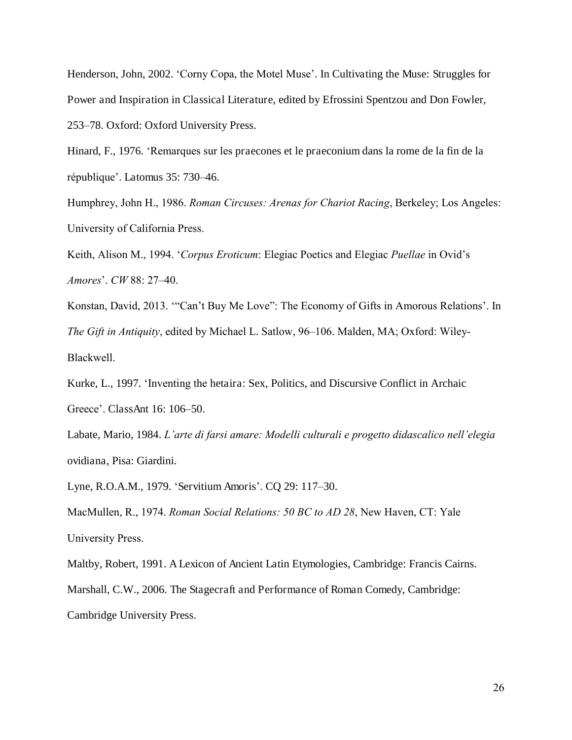Henderson, John, 2002. 'Corny Copa, the Motel Muse'. In Cultivating the Muse: Struggles for Power and Inspiration in Classical Literature, edited by Efrossini Spentzou and Don Fowler, 253–78. Oxford: Oxford University Press.

Hinard, F., 1976. 'Remarques sur les praecones et le praeconium dans la rome de la fin de la république'. Latomus 35: 730–46.

Humphrey, John H., 1986. *Roman Circuses: Arenas for Chariot Racing*, Berkeley; Los Angeles: University of California Press.

Keith, Alison M., 1994. '*Corpus Eroticum*: Elegiac Poetics and Elegiac *Puellae* in Ovid's *Amores*'. *CW* 88: 27–40.

Konstan, David, 2013. '"Can't Buy Me Love": The Economy of Gifts in Amorous Relations'. In *The Gift in Antiquity*, edited by Michael L. Satlow, 96–106. Malden, MA; Oxford: Wiley-Blackwell.

Kurke, L., 1997. 'Inventing the hetaira: Sex, Politics, and Discursive Conflict in Archaic Greece'. ClassAnt 16: 106–50.

Labate, Mario, 1984. *L'arte di farsi amare: Modelli culturali e progetto didascalico nell'elegia* ovidiana, Pisa: Giardini.

Lyne, R.O.A.M., 1979. 'Servitium Amoris'. CQ 29: 117–30.

MacMullen, R., 1974. *Roman Social Relations: 50 BC to AD 28*, New Haven, CT: Yale University Press.

Maltby, Robert, 1991. A Lexicon of Ancient Latin Etymologies, Cambridge: Francis Cairns.

Marshall, C.W., 2006. The Stagecraft and Performance of Roman Comedy, Cambridge: Cambridge University Press.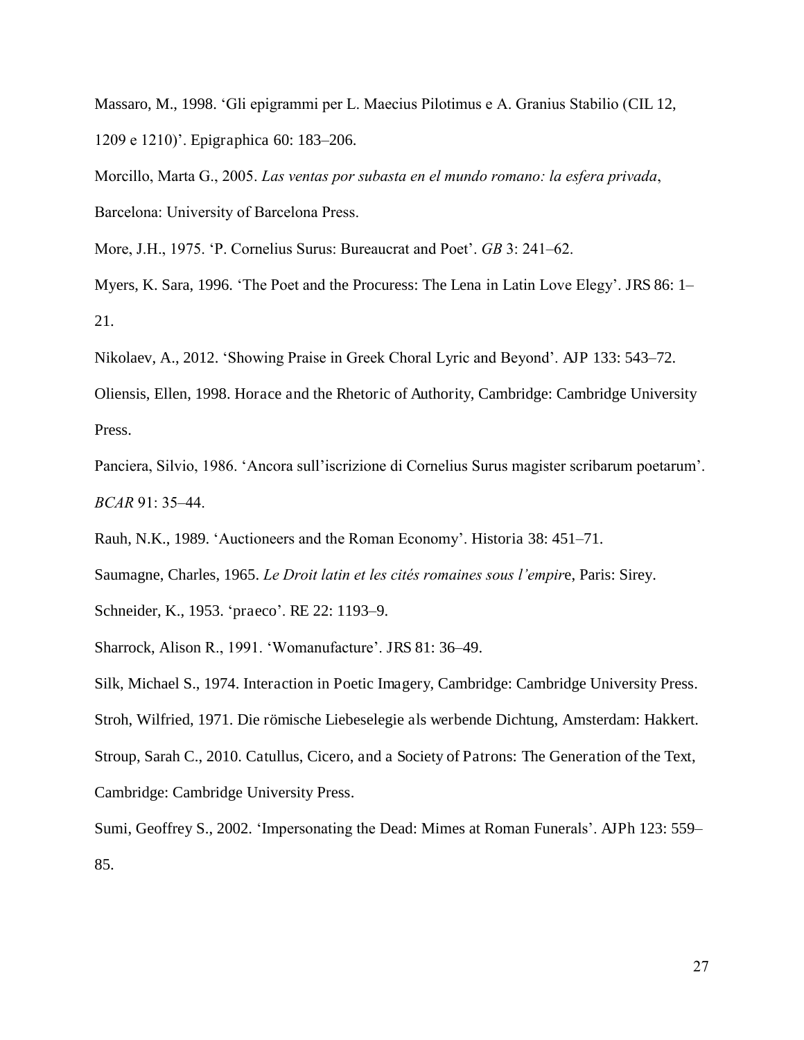Massaro, M., 1998. 'Gli epigrammi per L. Maecius Pilotimus e A. Granius Stabilio (CIL 12, 1209 e 1210)'. Epigraphica 60: 183–206.

Morcillo, Marta G., 2005. *Las ventas por subasta en el mundo romano: la esfera privada*, Barcelona: University of Barcelona Press.

More, J.H., 1975. 'P. Cornelius Surus: Bureaucrat and Poet'. *GB* 3: 241–62.

Myers, K. Sara, 1996. 'The Poet and the Procuress: The Lena in Latin Love Elegy'. JRS 86: 1–21.

Nikolaev, A., 2012. 'Showing Praise in Greek Choral Lyric and Beyond'. AJP 133: 543–72.

Oliensis, Ellen, 1998. Horace and the Rhetoric of Authority, Cambridge: Cambridge University Press.

Panciera, Silvio, 1986. 'Ancora sull'iscrizione di Cornelius Surus magister scribarum poetarum'. *BCAR* 91: 35–44.

Rauh, N.K., 1989. 'Auctioneers and the Roman Economy'. Historia 38: 451–71.

Saumagne, Charles, 1965. *Le Droit latin et les cités romaines sous l'empir*e, Paris: Sirey.

Schneider, K., 1953. 'praeco'. RE 22: 1193–9.

Sharrock, Alison R., 1991. 'Womanufacture'. JRS 81: 36–49.

Silk, Michael S., 1974. Interaction in Poetic Imagery, Cambridge: Cambridge University Press.

Stroh, Wilfried, 1971. Die römische Liebeselegie als werbende Dichtung, Amsterdam: Hakkert.

Stroup, Sarah C., 2010. Catullus, Cicero, and a Society of Patrons: The Generation of the Text, Cambridge: Cambridge University Press.

Sumi, Geoffrey S., 2002. 'Impersonating the Dead: Mimes at Roman Funerals'. AJPh 123: 559–85.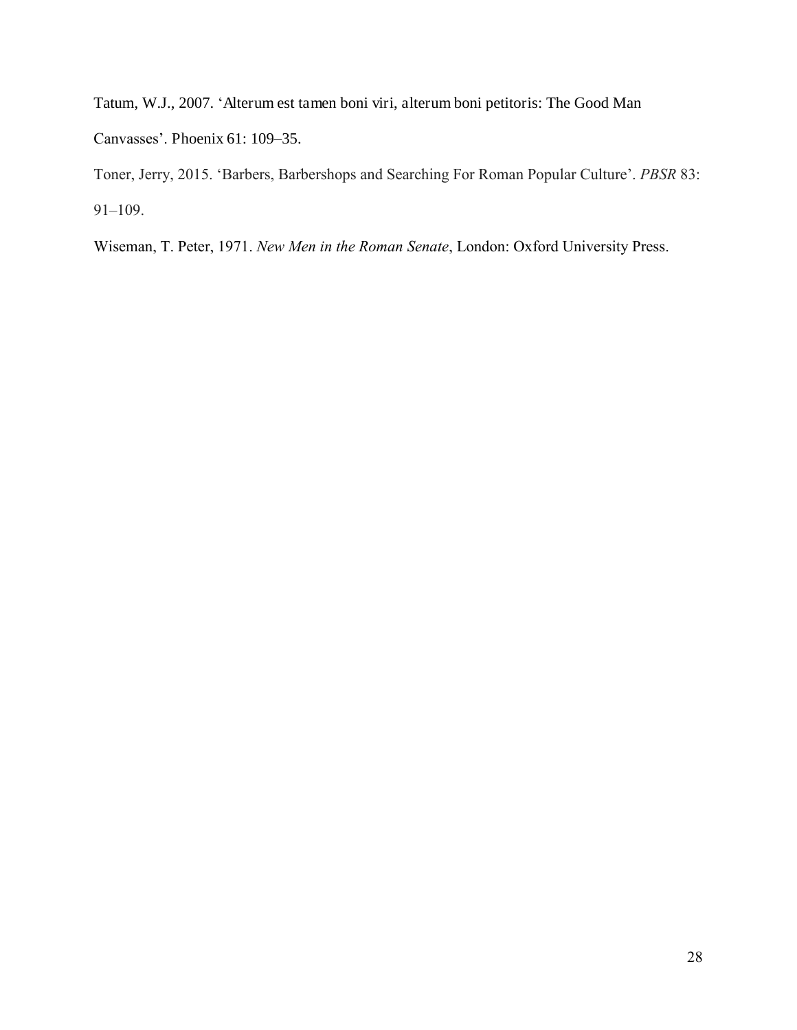Tatum, W.J., 2007. ‘Alterum est tamen boni viri, alterum boni petitoris: The Good Man Canvasses’. Phoenix 61: 109–35.

Toner, Jerry, 2015. ‘Barbers, Barbershops and Searching For Roman Popular Culture’. *PBSR* 83: 91–109.

Wiseman, T. Peter, 1971. *New Men in the Roman Senate*, London: Oxford University Press.